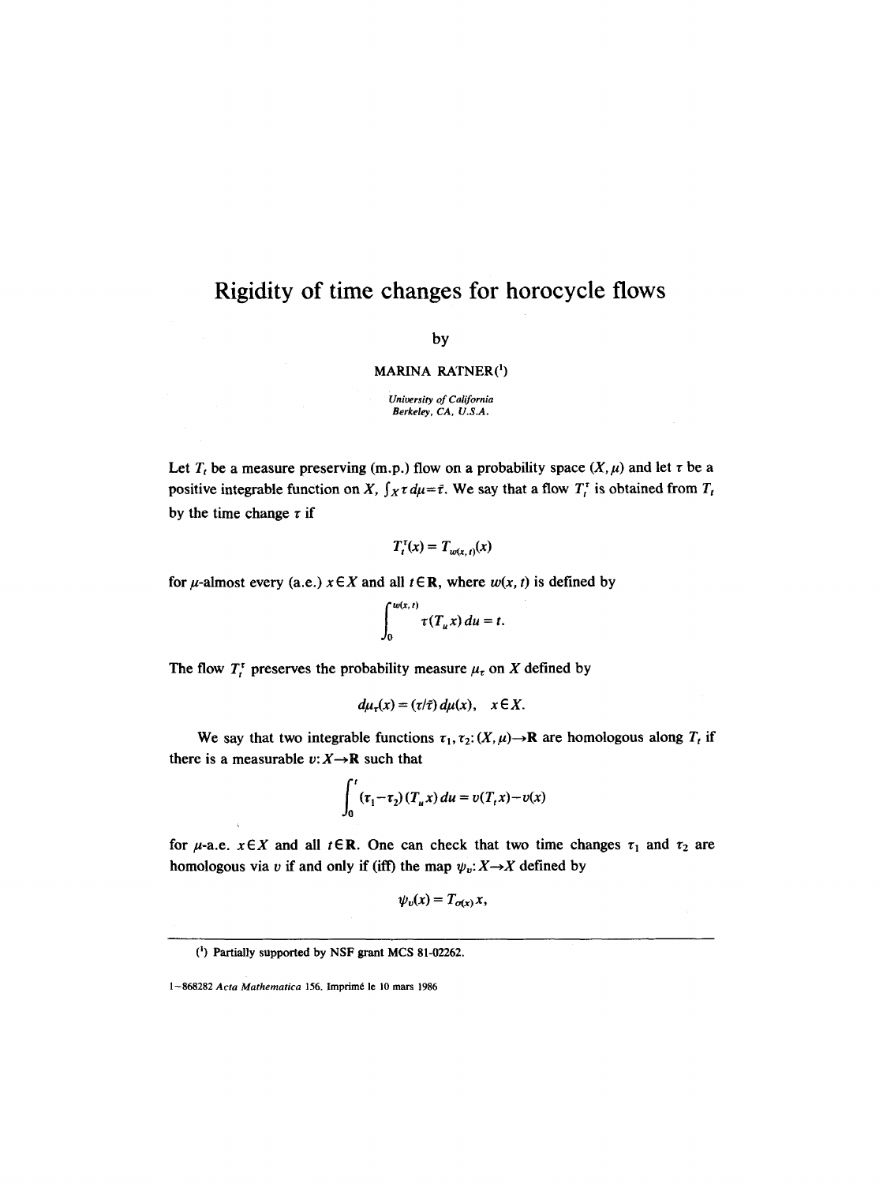# Rigidity of time changes for horocycle flows

by

MARINA RATNER[1]

*University of California*
*Berkeley, CA, U.S.A.*

Let $T_t$ be a measure preserving (m.p.) flow on a probability space $(X, \mu)$ and let $\tau$ be a positive integrable function on $X$, $\int_X \tau \, d\mu = \bar{\tau}$. We say that a flow $T_t^\tau$ is obtained from $T_t$ by the time change $\tau$ if

$$T_t^\tau(x) = T_{w(x,t)}(x)$$

for $\mu$-almost every (a.e.) $x \in X$ and all $t \in \mathbf{R}$, where $w(x, t)$ is defined by

$$\int_0^{w(x,t)} \tau(T_u x) \, du = t.$$

The flow $T_t^\tau$ preserves the probability measure $\mu_\tau$ on $X$ defined by

$$d\mu_\tau(x) = (\tau/\bar{\tau}) \, d\mu(x), \quad x \in X.$$

We say that two integrable functions $\tau_1, \tau_2: (X, \mu) \to \mathbf{R}$ are homologous along $T_t$ if there is a measurable $v: X \to \mathbf{R}$ such that

$$\int_0^t (\tau_1 - \tau_2)(T_u x) \, du = v(T_t x) - v(x)$$

for $\mu$-a.e. $x \in X$ and all $t \in \mathbf{R}$. One can check that two time changes $\tau_1$ and $\tau_2$ are homologous via $v$ if and only if (iff) the map $\psi_v: X \to X$ defined by

$$\psi_v(x) = T_{\sigma(x)} x,$$

[1] Partially supported by NSF grant MCS 81-02262.

1–868282 *Acta Mathematica* 156. Imprimé le 10 mars 1986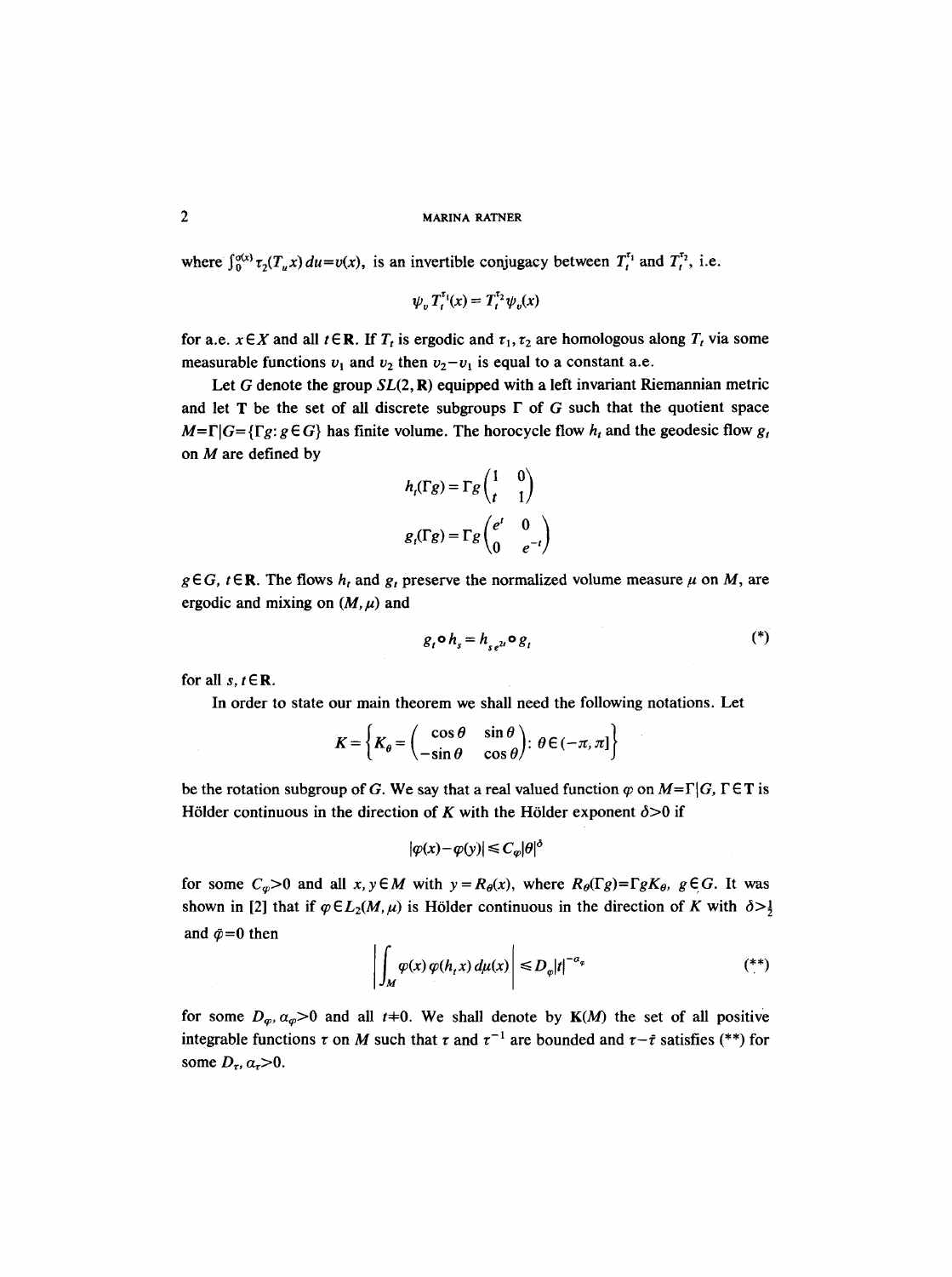where $\int_0^{\sigma(x)} \tau_2(T_u x)\, du = v(x)$, is an invertible conjugacy between $T_t^{\tau_1}$ and $T_t^{\tau_2}$, i.e.

$$\psi_v T_t^{\tau_1}(x) = T_t^{\tau_2} \psi_v(x)$$

for a.e. $x \in X$ and all $t \in \mathbf{R}$. If $T_t$ is ergodic and $\tau_1, \tau_2$ are homologous along $T_t$ via some measurable functions $v_1$ and $v_2$ then $v_2 - v_1$ is equal to a constant a.e.

Let $G$ denote the group $SL(2, \mathbf{R})$ equipped with a left invariant Riemannian metric and let $\mathbf{T}$ be the set of all discrete subgroups $\Gamma$ of $G$ such that the quotient space $M = \Gamma | G = \{\Gamma g : g \in G\}$ has finite volume. The horocycle flow $h_t$ and the geodesic flow $g_t$ on $M$ are defined by

$$h_t(\Gamma g) = \Gamma g \begin{pmatrix} 1 & 0 \\ t & 1 \end{pmatrix}$$

$$g_t(\Gamma g) = \Gamma g \begin{pmatrix} e^t & 0 \\ 0 & e^{-t} \end{pmatrix}$$

$g \in G$, $t \in \mathbf{R}$. The flows $h_t$ and $g_t$ preserve the normalized volume measure $\mu$ on $M$, are ergodic and mixing on $(M, \mu)$ and

$$g_t \circ h_s = h_{se^{2t}} \circ g_t \tag{*}$$

for all $s, t \in \mathbf{R}$.

In order to state our main theorem we shall need the following notations. Let

$$K = \left\{ K_\theta = \begin{pmatrix} \cos\theta & \sin\theta \\ -\sin\theta & \cos\theta \end{pmatrix} : \theta \in (-\pi, \pi] \right\}$$

be the rotation subgroup of $G$. We say that a real valued function $\varphi$ on $M = \Gamma | G$, $\Gamma \in \mathbf{T}$ is Hölder continuous in the direction of $K$ with the Hölder exponent $\delta > 0$ if

$$|\varphi(x) - \varphi(y)| \le C_\varphi |\theta|^\delta$$

for some $C_\varphi > 0$ and all $x, y \in M$ with $y = R_\theta(x)$, where $R_\theta(\Gamma g) = \Gamma g K_\theta$, $g \in G$. It was shown in [2] that if $\varphi \in L_2(M, \mu)$ is Hölder continuous in the direction of $K$ with $\delta > \frac{1}{2}$ and $\bar{\varphi} = 0$ then

$$\left| \int_M \varphi(x)\, \varphi(h_t x)\, d\mu(x) \right| \le D_\varphi |t|^{-\alpha_\varphi} \tag{**}$$

for some $D_\varphi, \alpha_\varphi > 0$ and all $t \neq 0$. We shall denote by $\mathbf{K}(M)$ the set of all positive integrable functions $\tau$ on $M$ such that $\tau$ and $\tau^{-1}$ are bounded and $\tau - \bar{\tau}$ satisfies (**) for some $D_\tau, \alpha_\tau > 0$.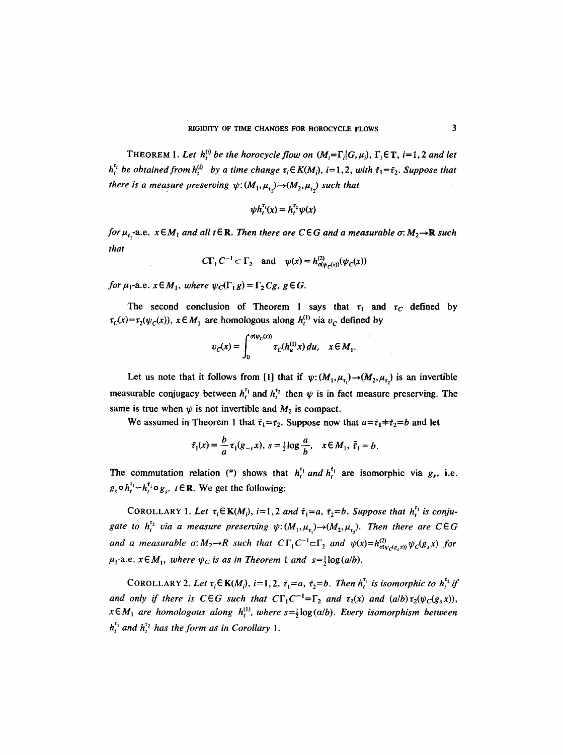THEOREM 1. *Let $h_t^{(i)}$ be the horocycle flow on $(M_i=\Gamma_i|G,\mu_i)$, $\Gamma_i\in\mathbf{T}$, $i=1,2$ and let $h_t^{\tau_i}$ be obtained from $h_t^{(i)}$ by a time change $\tau_i\in K(M_i)$, $i=1,2$, with $\bar\tau_1=\bar\tau_2$. Suppose that there is a measure preserving $\psi\colon(M_1,\mu_{\tau_1})\to(M_2,\mu_{\tau_2})$ such that*

$$\psi h_t^{\tau_1}(x)=h_t^{\tau_2}\psi(x)$$

*for $\mu_{\tau_1}$-a.e. $x\in M_1$ and all $t\in\mathbf{R}$. Then there are $C\in G$ and a measurable $\sigma\colon M_2\to\mathbf{R}$ such that*

$$C\Gamma_1C^{-1}\subset\Gamma_2\quad\text{and}\quad\psi(x)=h^{(2)}_{\sigma(\psi_C(x))}(\psi_C(x))$$

*for $\mu_1$-a.e. $x\in M_1$, where $\psi_C(\Gamma_1 g)=\Gamma_2 Cg$, $g\in G$.*

The second conclusion of Theorem 1 says that $\tau_1$ and $\tau_C$ defined by $\tau_C(x)=\tau_2(\psi_C(x))$, $x\in M_1$ are homologous along $h_t^{(1)}$ via $v_C$ defined by

$$v_C(x)=\int_0^{\sigma(\psi_C(x))}\tau_C(h_u^{(1)}x)\,du,\quad x\in M_1.$$

Let us note that it follows from [1] that if $\psi\colon(M_1,\mu_{\tau_1})\to(M_2,\mu_{\tau_2})$ is an invertible measurable conjugacy between $h_t^{\tau_1}$ and $h_t^{\tau_2}$ then $\psi$ is in fact measure preserving. The same is true when $\psi$ is not invertible and $M_2$ is compact.

We assumed in Theorem 1 that $\bar\tau_1=\bar\tau_2$. Suppose now that $a=\bar\tau_1\neq\bar\tau_2=b$ and let

$$\tilde\tau_1(x)=\frac{b}{a}\tau_1(g_{-s}x),\ s=\tfrac{1}{2}\log\frac{a}{b},\quad x\in M_1,\ \bar{\tilde\tau}_1=b.$$

The commutation relation (*) shows that $h_t^{\tau_1}$ *and* $h_t^{\tilde\tau_1}$ are isomorphic via $g_s$, i.e. $g_s\circ h_t^{\tau_1}=h_t^{\tilde\tau_1}\circ g_s$, $t\in\mathbf{R}$. We get the following:

COROLLARY 1. *Let $\tau_i\in\mathbf{K}(M_i)$, $i=1,2$ and $\bar\tau_1=a$, $\bar\tau_2=b$. Suppose that $h_t^{\tau_1}$ is conjugate to $h_t^{\tau_2}$ via a measure preserving $\psi\colon(M_1,\mu_{\tau_1})\to(M_2,\mu_{\tau_2})$. Then there are $C\in G$ and a measurable $\sigma\colon M_2\to R$ such that $C\Gamma_1C^{-1}\subset\Gamma_2$ and $\psi(x)=h^{(2)}_{\sigma(\psi_C(g_sx))}\psi_C(g_sx)$ for $\mu_1$-a.e. $x\in M_1$, where $\psi_C$ is as in Theorem 1 and $s=\frac{1}{2}\log(a/b)$.*

COROLLARY 2. *Let $\tau_i\in\mathbf{K}(M_i)$, $i=1,2$, $\bar\tau_1=a$, $\bar\tau_2=b$. Then $h_t^{\tau_1}$ is isomorphic to $h_t^{\tau_2}$ if and only if there is $C\in G$ such that $C\Gamma_1C^{-1}=\Gamma_2$ and $\tau_1(x)$ and $(a/b)\tau_2(\psi_C(g_sx))$, $x\in M_1$ are homologous along $h_t^{(1)}$, where $s=\frac{1}{2}\log(a/b)$. Every isomorphism between $h_t^{\tau_1}$ and $h_t^{\tau_2}$ has the form as in Corollary 1.*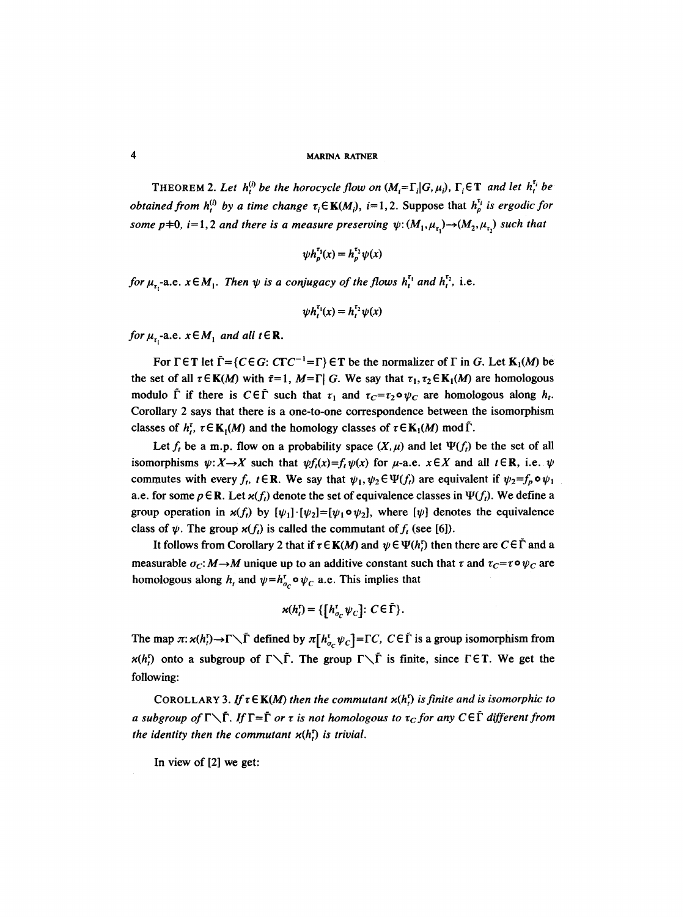**THEOREM 2.** *Let $h_t^{(i)}$ be the horocycle flow on $(M_i=\Gamma_i|G,\mu_i)$, $\Gamma_i\in\mathbf{T}$ and let $h_t^{\tau_i}$ be obtained from $h_t^{(i)}$ by a time change $\tau_i\in\mathbf{K}(M_i)$, $i=1,2$. Suppose that $h_p^{\tau_i}$ is ergodic for some $p\neq 0$, $i=1,2$ and there is a measure preserving $\psi:(M_1,\mu_{\tau_1})\to(M_2,\mu_{\tau_2})$ such that*

$$\psi h_p^{\tau_1}(x)=h_p^{\tau_2}\psi(x)$$

*for $\mu_{\tau_1}$-a.e. $x\in M_1$. Then $\psi$ is a conjugacy of the flows $h_t^{\tau_1}$ and $h_t^{\tau_2}$, i.e.*

$$\psi h_t^{\tau_1}(x)=h_t^{\tau_2}\psi(x)$$

*for $\mu_{\tau_1}$-a.e. $x\in M_1$ and all $t\in\mathbf{R}$.*

For $\Gamma\in\mathbf{T}$ let $\tilde\Gamma=\{C\in G\colon C\Gamma C^{-1}=\Gamma\}\in\mathbf{T}$ be the normalizer of $\Gamma$ in $G$. Let $\mathbf{K}_1(M)$ be the set of all $\tau\in\mathbf{K}(M)$ with $\bar\tau=1$, $M=\Gamma|G$. We say that $\tau_1,\tau_2\in\mathbf{K}_1(M)$ are homologous modulo $\tilde\Gamma$ if there is $C\in\tilde\Gamma$ such that $\tau_1$ and $\tau_C=\tau_2\circ\psi_C$ are homologous along $h_t$. Corollary 2 says that there is a one-to-one correspondence between the isomorphism classes of $h_t^\tau$, $\tau\in\mathbf{K}_1(M)$ and the homology classes of $\tau\in\mathbf{K}_1(M)$ mod $\tilde\Gamma$.

Let $f_t$ be a m.p. flow on a probability space $(X,\mu)$ and let $\Psi(f_t)$ be the set of all isomorphisms $\psi\colon X\to X$ such that $\psi f_t(x)=f_t\psi(x)$ for $\mu$-a.e. $x\in X$ and all $t\in\mathbf{R}$, i.e. $\psi$ commutes with every $f_t$, $t\in\mathbf{R}$. We say that $\psi_1,\psi_2\in\Psi(f_t)$ are equivalent if $\psi_2=f_p\circ\psi_1$ a.e. for some $p\in\mathbf{R}$. Let $\varkappa(f_t)$ denote the set of equivalence classes in $\Psi(f_t)$. We define a group operation in $\varkappa(f_t)$ by $[\psi_1]\cdot[\psi_2]=[\psi_1\circ\psi_2]$, where $[\psi]$ denotes the equivalence class of $\psi$. The group $\varkappa(f_t)$ is called the commutant of $f_t$ (see [6]).

It follows from Corollary 2 that if $\tau\in\mathbf{K}(M)$ and $\psi\in\Psi(h_t^\tau)$ then there are $C\in\tilde\Gamma$ and a measurable $\sigma_C\colon M\to M$ unique up to an additive constant such that $\tau$ and $\tau_C=\tau\circ\psi_C$ are homologous along $h_t$ and $\psi=h_{\sigma_C}^\tau\circ\psi_C$ a.e. This implies that

$$\varkappa(h_t^\tau)=\{[h_{\sigma_C}^\tau\psi_C]\colon C\in\tilde\Gamma\}.$$

The map $\pi\colon\varkappa(h_t^\tau)\to\Gamma\diagdown\tilde\Gamma$ defined by $\pi[h_{\sigma_C}^\tau\psi_C]=\Gamma C$, $C\in\tilde\Gamma$ is a group isomorphism from $\varkappa(h_t^\tau)$ onto a subgroup of $\Gamma\diagdown\tilde\Gamma$. The group $\Gamma\diagdown\tilde\Gamma$ is finite, since $\Gamma\in\mathbf{T}$. We get the following:

**COROLLARY 3.** *If $\tau\in\mathbf{K}(M)$ then the commutant $\varkappa(h_t^\tau)$ is finite and is isomorphic to a subgroup of $\Gamma\diagdown\tilde\Gamma$. If $\Gamma=\tilde\Gamma$ or $\tau$ is not homologous to $\tau_C$ for any $C\in\tilde\Gamma$ different from the identity then the commutant $\varkappa(h_t^\tau)$ is trivial.*

In view of [2] we get: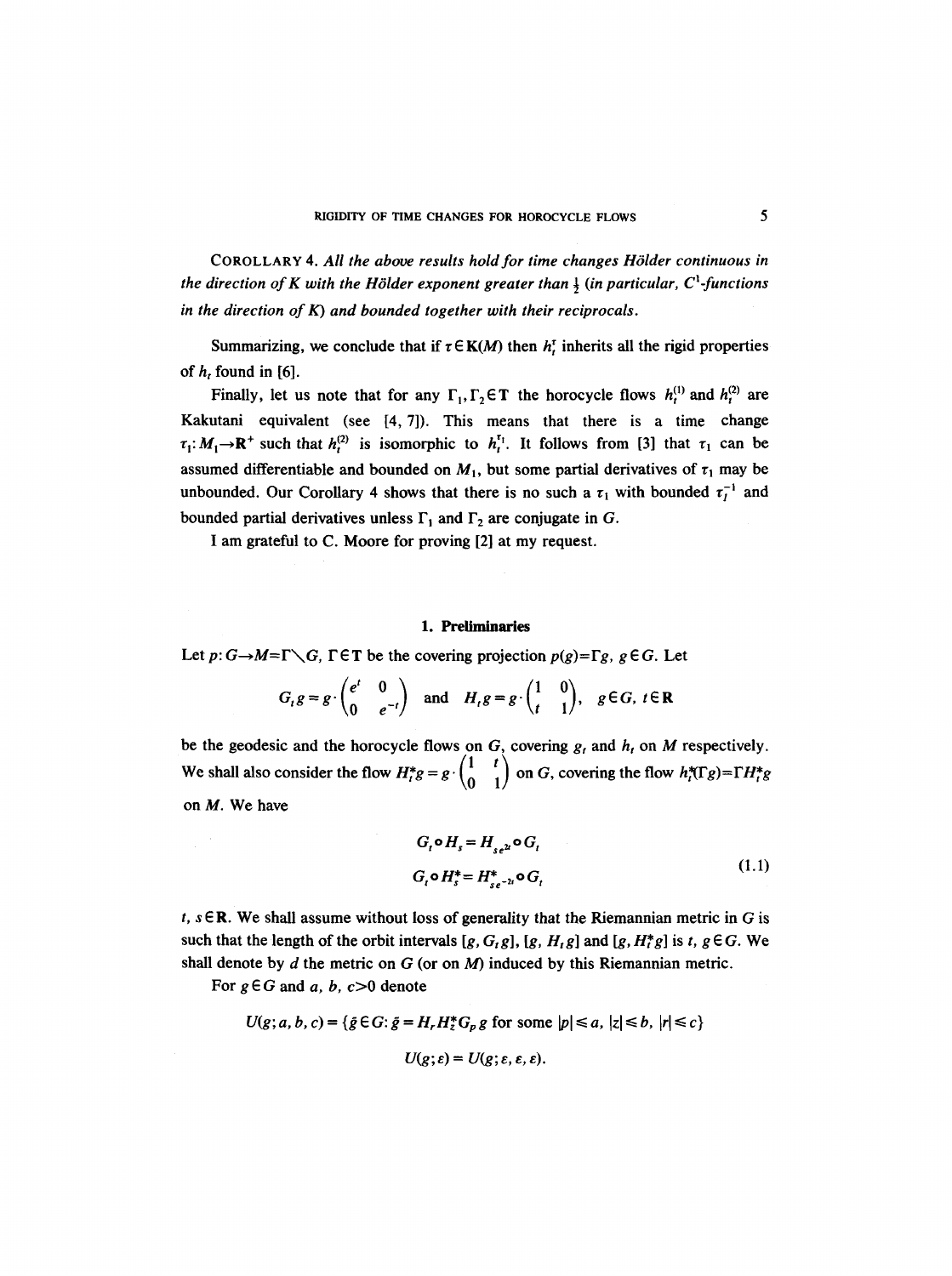**Corollary 4.** *All the above results hold for time changes Hölder continuous in the direction of $K$ with the Hölder exponent greater than $\frac{1}{2}$ (in particular, $C^1$-functions in the direction of $K$) and bounded together with their reciprocals.*

Summarizing, we conclude that if $\tau \in \mathbf{K}(M)$ then $h_t^\tau$ inherits all the rigid properties of $h_t$ found in [6].

Finally, let us note that for any $\Gamma_1, \Gamma_2 \in \mathbf{T}$ the horocycle flows $h_t^{(1)}$ and $h_t^{(2)}$ are Kakutani equivalent (see [4, 7]). This means that there is a time change $\tau_1 : M_1 \to \mathbf{R}^+$ such that $h_t^{(2)}$ is isomorphic to $h_t^{\tau_1}$. It follows from [3] that $\tau_1$ can be assumed differentiable and bounded on $M_1$, but some partial derivatives of $\tau_1$ may be unbounded. Our Corollary 4 shows that there is no such a $\tau_1$ with bounded $\tau_1^{-1}$ and bounded partial derivatives unless $\Gamma_1$ and $\Gamma_2$ are conjugate in $G$.

I am grateful to C. Moore for proving [2] at my request.

## 1. Preliminaries

Let $p: G \to M = \Gamma \backslash G$, $\Gamma \in \mathbf{T}$ be the covering projection $p(g) = \Gamma g$, $g \in G$. Let

$$G_t g = g \cdot \begin{pmatrix} e^t & 0 \\ 0 & e^{-t} \end{pmatrix} \quad \text{and} \quad H_t g = g \cdot \begin{pmatrix} 1 & 0 \\ t & 1 \end{pmatrix}, \quad g \in G,\ t \in \mathbf{R}$$

be the geodesic and the horocycle flows on $G$, covering $g_t$ and $h_t$ on $M$ respectively. We shall also consider the flow $H_t^* g = g \cdot \begin{pmatrix} 1 & t \\ 0 & 1 \end{pmatrix}$ on $G$, covering the flow $h_t^*(\Gamma g) = \Gamma H_t^* g$ on $M$. We have

$$\begin{aligned} G_t \circ H_s &= H_{se^{2t}} \circ G_t \\ G_t \circ H_s^* &= H^*_{se^{-2t}} \circ G_t \end{aligned} \tag{1.1}$$

$t, s \in \mathbf{R}$. We shall assume without loss of generality that the Riemannian metric in $G$ is such that the length of the orbit intervals $[g, G_t g]$, $[g, H_t g]$ and $[g, H_t^* g]$ is $t$, $g \in G$. We shall denote by $d$ the metric on $G$ (or on $M$) induced by this Riemannian metric.

For $g \in G$ and $a, b, c > 0$ denote

$$U(g; a, b, c) = \{\bar{g} \in G : \bar{g} = H_r H_z^* G_p g \text{ for some } |p| \leq a,\ |z| \leq b,\ |r| \leq c\}$$

$$U(g; \varepsilon) = U(g; \varepsilon, \varepsilon, \varepsilon).$$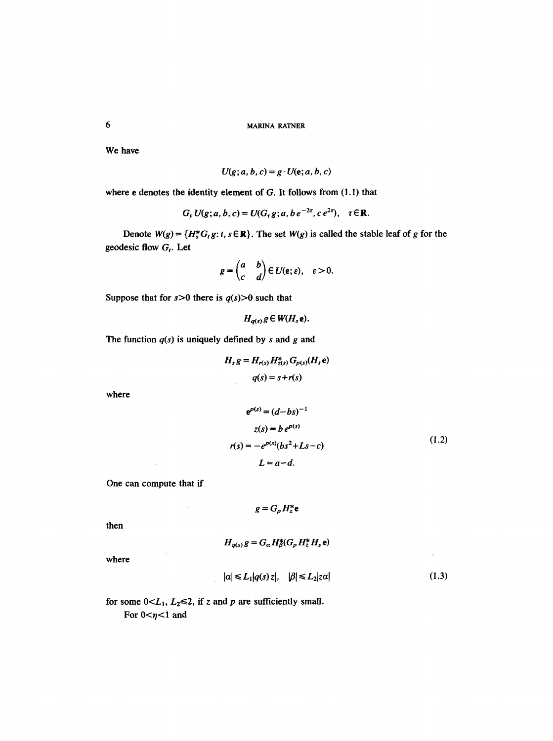We have

$$U(g; a, b, c) = g \cdot U(\mathbf{e}; a, b, c)$$

where $\mathbf{e}$ denotes the identity element of $G$. It follows from (1.1) that

$$G_\tau U(g; a, b, c) = U(G_\tau g; a, b\,e^{-2\tau}, c\,e^{2\tau}), \quad \tau \in \mathbf{R}.$$

Denote $W(g) = \{H_s^* G_t g : t, s \in \mathbf{R}\}$. The set $W(g)$ is called the stable leaf of $g$ for the geodesic flow $G_t$. Let

$$g = \begin{pmatrix} a & b \\ c & d \end{pmatrix} \in U(\mathbf{e}; \varepsilon), \quad \varepsilon > 0.$$

Suppose that for $s > 0$ there is $q(s) > 0$ such that

$$H_{q(s)} g \in W(H_s \mathbf{e}).$$

The function $q(s)$ is uniquely defined by $s$ and $g$ and

$$H_s g = H_{r(s)} H_{z(s)}^* G_{p(s)}(H_s \mathbf{e})$$

$$q(s) = s + r(s)$$

where

$$
\begin{aligned}
e^{p(s)} &= (d - bs)^{-1} \\
z(s) &= b\,e^{p(s)} \\
r(s) &= -e^{p(s)}(bs^2 + Ls - c) \\
L &= a - d.
\end{aligned}
\tag{1.2}
$$

One can compute that if

$$g = G_p H_z^* \mathbf{e}$$

then

$$H_{q(s)} g = G_\alpha H_\beta^* (G_p H_z^* H_s \mathbf{e})$$

where

$$|\alpha| \leq L_1 |q(s) z|, \quad |\beta| \leq L_2 |z\alpha| \tag{1.3}$$

for some $0 < L_1, L_2 \leq 2$, if $z$ and $p$ are sufficiently small.

For $0 < \eta < 1$ and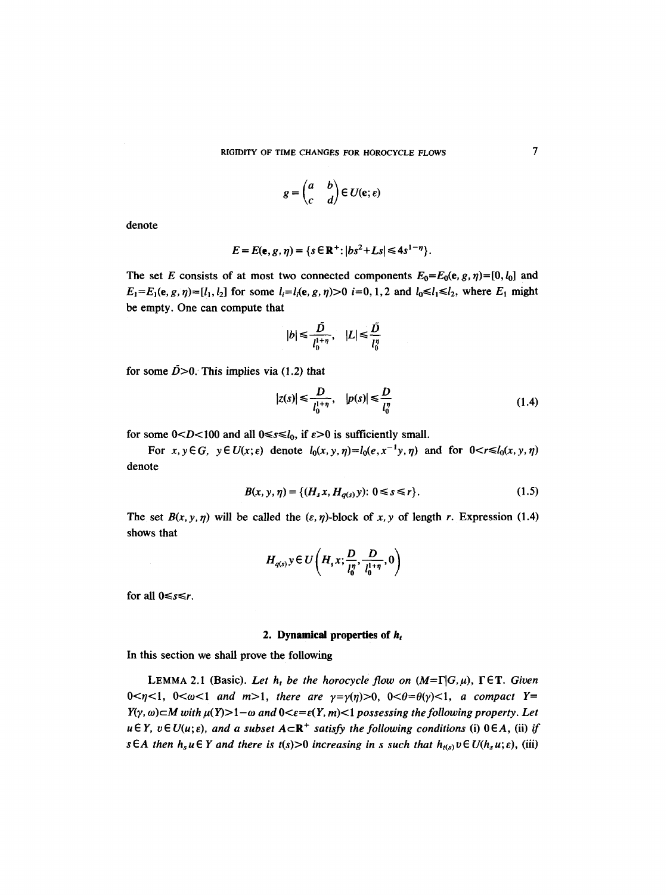$$g = \begin{pmatrix} a & b \\ c & d \end{pmatrix} \in U(\mathbf{e}; \varepsilon)$$

denote

$$E = E(\mathbf{e}, g, \eta) = \{s \in \mathbf{R}^+ : |bs^2 + Ls| \leq 4s^{1-\eta}\}.$$

The set $E$ consists of at most two connected components $E_0 = E_0(\mathbf{e}, g, \eta) = [0, l_0]$ and $E_1 = E_1(\mathbf{e}, g, \eta) = [l_1, l_2]$ for some $l_i = l_i(\mathbf{e}, g, \eta) > 0$ $i = 0, 1, 2$ and $l_0 \leq l_1 \leq l_2$, where $E_1$ might be empty. One can compute that

$$|b| \leq \frac{\tilde{D}}{l_0^{1+\eta}}, \quad |L| \leq \frac{\tilde{D}}{l_0^{\eta}}$$

for some $\tilde{D} > 0$. This implies via (1.2) that

$$|z(s)| \leq \frac{D}{l_0^{1+\eta}}, \quad |p(s)| \leq \frac{D}{l_0^{\eta}} \tag{1.4}$$

for some $0 < D < 100$ and all $0 \leq s \leq l_0$, if $\varepsilon > 0$ is sufficiently small.

For $x, y \in G$, $y \in U(x; \varepsilon)$ denote $l_0(x, y, \eta) = l_0(e, x^{-1}y, \eta)$ and for $0 < r \leq l_0(x, y, \eta)$ denote

$$B(x, y, \eta) = \{(H_s x, H_{q(s)} y) : 0 \leq s \leq r\}. \tag{1.5}$$

The set $B(x, y, \eta)$ will be called the $(\varepsilon, \eta)$-block of $x, y$ of length $r$. Expression (1.4) shows that

$$H_{q(s)} y \in U\left(H_s x; \frac{D}{l_0^{\eta}}, \frac{D}{l_0^{1+\eta}}, 0\right)$$

for all $0 \leq s \leq r$.

## 2. Dynamical properties of $h_t$

In this section we shall prove the following

LEMMA 2.1 (Basic). *Let $h_t$ be the horocycle flow on $(M = \Gamma | G, \mu)$, $\Gamma \in \mathbf{T}$. Given $0 < \eta < 1$, $0 < \omega < 1$ and $m > 1$, there are $\gamma = \gamma(\eta) > 0$, $0 < \theta = \theta(\gamma) < 1$, a compact $Y = Y(\gamma, \omega) \subset M$ with $\mu(Y) > 1 - \omega$ and $0 < \varepsilon = \varepsilon(Y, m) < 1$ possessing the following property. Let $u \in Y$, $v \in U(u; \varepsilon)$, and a subset $A \subset \mathbf{R}^+$ satisfy the following conditions (i) $0 \in A$, (ii) if $s \in A$ then $h_s u \in Y$ and there is $t(s) > 0$ increasing in $s$ such that $h_{t(s)} v \in U(h_s u; \varepsilon)$, (iii)*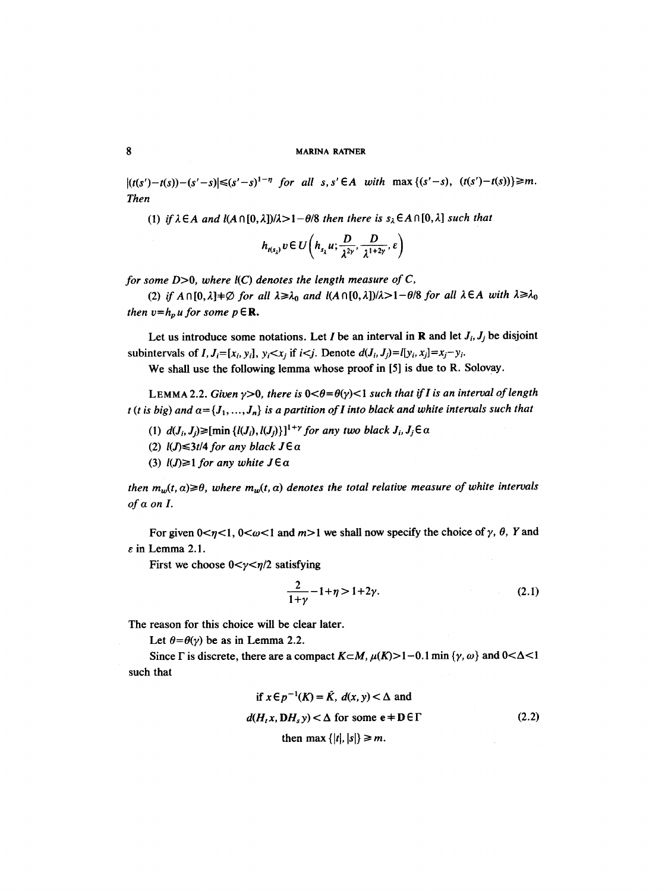$|(t(s')-t(s))-(s'-s)|\leq(s'-s)^{1-\eta}$ for all $s, s'\in A$ with $\max\{(s'-s),\ (t(s')-t(s))\}\geq m$. Then

(1) *if* $\lambda\in A$ *and* $l(A\cap[0,\lambda])/\lambda>1-\theta/8$ *then there is* $s_\lambda\in A\cap[0,\lambda]$ *such that*

$$h_{t(s_\lambda)}v\in U\left(h_{s_\lambda}u;\frac{D}{\lambda^{2\gamma}},\frac{D}{\lambda^{1+2\gamma}},\varepsilon\right)$$

*for some* $D>0$, *where* $l(C)$ *denotes the length measure of* $C$,

(2) *if* $A\cap[0,\lambda]\neq\emptyset$ *for all* $\lambda\geq\lambda_0$ *and* $l(A\cap[0,\lambda])/\lambda>1-\theta/8$ *for all* $\lambda\in A$ *with* $\lambda\geq\lambda_0$ *then* $v=h_pu$ *for some* $p\in\mathbf{R}$.

Let us introduce some notations. Let $I$ be an interval in $\mathbf{R}$ and let $J_i, J_j$ be disjoint subintervals of $I$, $J_i=[x_i, y_i]$, $y_i<x_j$ if $i<j$. Denote $d(J_i, J_j)=l[y_i, x_j]=x_j-y_i$.

We shall use the following lemma whose proof in [5] is due to R. Solovay.

LEMMA 2.2. *Given* $\gamma>0$, *there is* $0<\theta=\theta(\gamma)<1$ *such that if* $I$ *is an interval of length* $t$ ($t$ *is big*) *and* $\alpha=\{J_1,\ldots,J_n\}$ *is a partition of* $I$ *into black and white intervals such that*

(1) $d(J_i, J_j)\geq[\min\{l(J_i), l(J_j)\}]^{1+\gamma}$ *for any two black* $J_i, J_j\in\alpha$

(2) $l(J)\leq 3t/4$ *for any black* $J\in\alpha$

(3) $l(J)\geq 1$ *for any white* $J\in\alpha$

*then* $m_w(t,\alpha)\geq\theta$, *where* $m_w(t,\alpha)$ *denotes the total relative measure of white intervals of* $\alpha$ *on* $I$.

For given $0<\eta<1$, $0<\omega<1$ and $m>1$ we shall now specify the choice of $\gamma$, $\theta$, $Y$ and $\varepsilon$ in Lemma 2.1.

First we choose $0<\gamma<\eta/2$ satisfying

$$\frac{2}{1+\gamma}-1+\eta>1+2\gamma. \tag{2.1}$$

The reason for this choice will be clear later.

Let $\theta=\theta(\gamma)$ be as in Lemma 2.2.

Since $\Gamma$ is discrete, there are a compact $K\subset M$, $\mu(K)>1-0.1\min\{\gamma,\omega\}$ and $0<\Delta<1$ such that

$$\begin{gathered}\text{if } x\in p^{-1}(K)=\tilde{K},\ d(x,y)<\Delta \text{ and}\\ d(H_tx, \mathbf{D}H_sy)<\Delta \text{ for some } \mathbf{e}\neq\mathbf{D}\in\Gamma\\ \text{then } \max\{|t|,|s|\}\geq m.\end{gathered} \tag{2.2}$$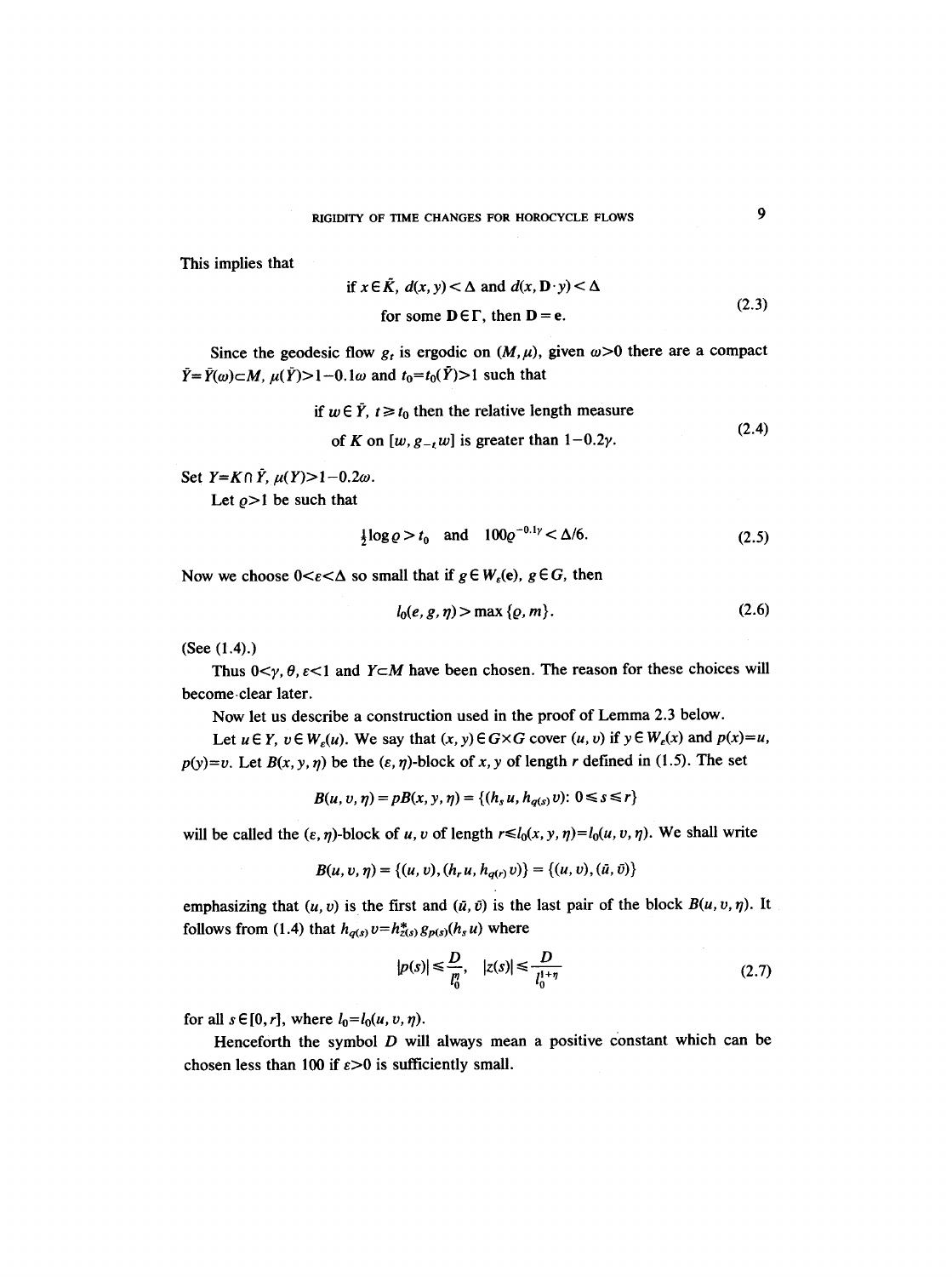This implies that

$$\text{if } x \in \bar{K},\ d(x,y) < \Delta \text{ and } d(x, \mathbf{D}\cdot y) < \Delta \quad \text{for some } \mathbf{D} \in \Gamma, \text{ then } \mathbf{D} = \mathbf{e}. \tag{2.3}$$

Since the geodesic flow $g_t$ is ergodic on $(M, \mu)$, given $\omega > 0$ there are a compact $\bar{Y} = \bar{Y}(\omega) \subset M$, $\mu(\bar{Y}) > 1 - 0.1\omega$ and $t_0 = t_0(\bar{Y}) > 1$ such that

$$\text{if } w \in \bar{Y},\ t \geq t_0 \text{ then the relative length measure of } K \text{ on } [w, g_{-t} w] \text{ is greater than } 1 - 0.2\gamma. \tag{2.4}$$

Set $Y = K \cap \bar{Y}$, $\mu(Y) > 1 - 0.2\omega$.

Let $\varrho > 1$ be such that

$$\tfrac{1}{2} \log \varrho > t_0 \quad \text{and} \quad 100 \varrho^{-0.1\gamma} < \Delta/6. \tag{2.5}$$

Now we choose $0 < \varepsilon < \Delta$ so small that if $g \in W_\varepsilon(\mathbf{e})$, $g \in G$, then

$$l_0(e, g, \eta) > \max\{\varrho, m\}. \tag{2.6}$$

(See (1.4).)

Thus $0 < \gamma, \theta, \varepsilon < 1$ and $Y \subset M$ have been chosen. The reason for these choices will become clear later.

Now let us describe a construction used in the proof of Lemma 2.3 below.

Let $u \in Y$, $v \in W_\varepsilon(u)$. We say that $(x, y) \in G \times G$ cover $(u, v)$ if $y \in W_\varepsilon(x)$ and $p(x) = u$, $p(y) = v$. Let $B(x, y, \eta)$ be the $(\varepsilon, \eta)$-block of $x, y$ of length $r$ defined in (1.5). The set

$$B(u, v, \eta) = pB(x, y, \eta) = \{(h_s u, h_{q(s)} v) \colon 0 \leq s \leq r\}$$

will be called the $(\varepsilon, \eta)$-block of $u, v$ of length $r \leq l_0(x, y, \eta) = l_0(u, v, \eta)$. We shall write

$$B(u, v, \eta) = \{(u, v), (h_r u, h_{q(r)} v)\} = \{(u, v), (\bar{u}, \bar{v})\}$$

emphasizing that $(u, v)$ is the first and $(\bar{u}, \bar{v})$ is the last pair of the block $B(u, v, \eta)$. It follows from (1.4) that $h_{q(s)} v = h^*_{z(s)} g_{p(s)} (h_s u)$ where

$$|p(s)| \leq \frac{D}{l_0^\eta}, \quad |z(s)| \leq \frac{D}{l_0^{1+\eta}} \tag{2.7}$$

for all $s \in [0, r]$, where $l_0 = l_0(u, v, \eta)$.

Henceforth the symbol $D$ will always mean a positive constant which can be chosen less than 100 if $\varepsilon > 0$ is sufficiently small.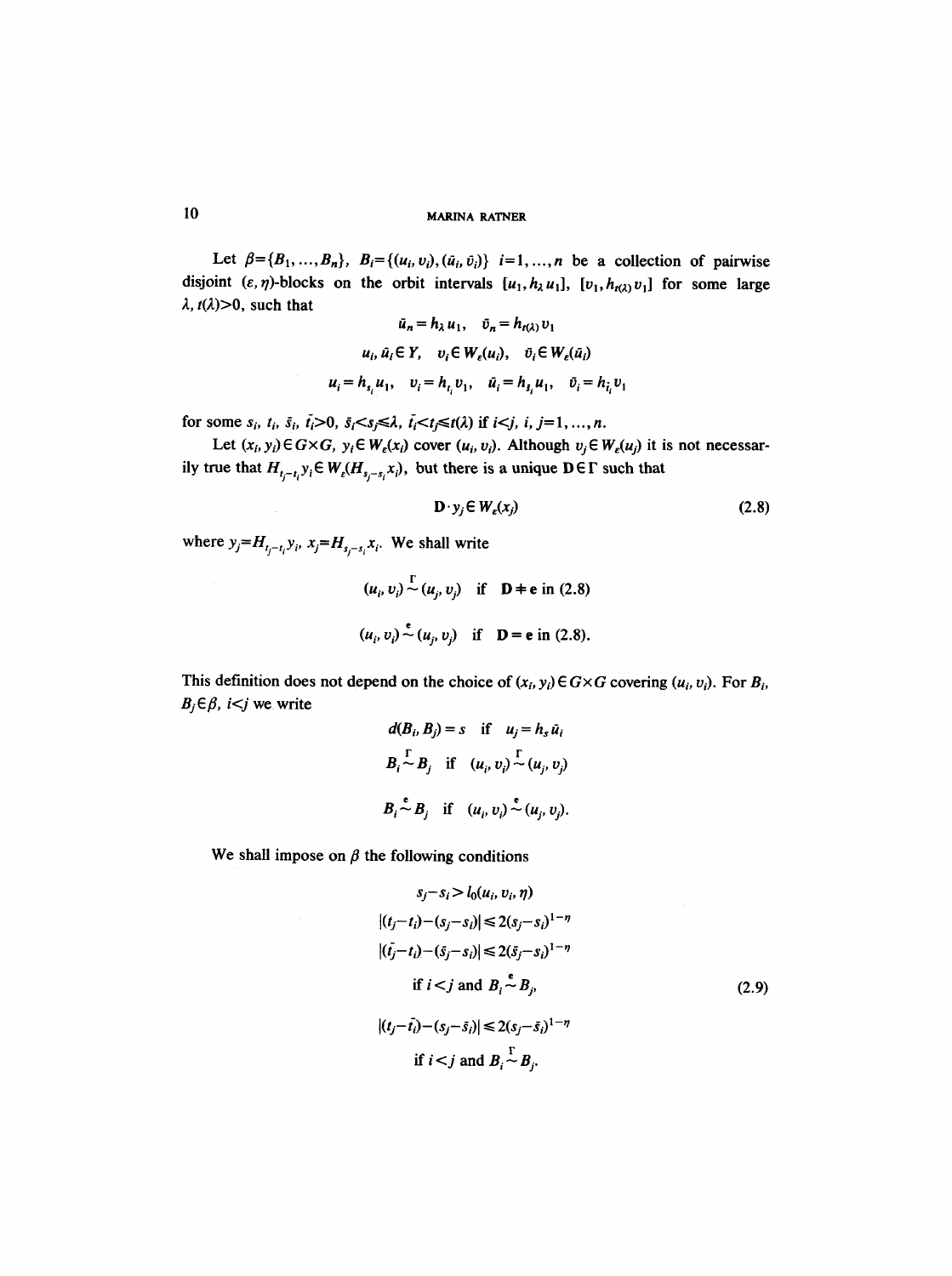Let $\beta=\{B_1,\ldots,B_n\}$, $B_i=\{(u_i,v_i),(\bar u_i,\bar v_i)\}$ $i=1,\ldots,n$ be a collection of pairwise disjoint $(\varepsilon,\eta)$-blocks on the orbit intervals $[u_1,h_\lambda u_1]$, $[v_1,h_{t(\lambda)}v_1]$ for some large $\lambda$, $t(\lambda)>0$, such that

$$\bar u_n = h_\lambda u_1,\quad \bar v_n = h_{t(\lambda)} v_1$$

$$u_i,\bar u_i\in Y,\quad v_i\in W_\varepsilon(u_i),\quad \bar v_i\in W_\varepsilon(\bar u_i)$$

$$u_i = h_{s_i}u_1,\quad v_i = h_{t_i}v_1,\quad \bar u_i = h_{\bar s_i}u_1,\quad \bar v_i = h_{\bar t_i}v_1$$

for some $s_i$, $t_i$, $\bar s_i$, $\bar t_i>0$, $\bar s_i<s_j\leqslant\lambda$, $\bar t_i<t_j\leqslant t(\lambda)$ if $i<j$, $i,j=1,\ldots,n$.

Let $(x_i,y_i)\in G\times G$, $y_i\in W_\varepsilon(x_i)$ cover $(u_i,v_i)$. Although $v_j\in W_\varepsilon(u_j)$ it is not necessarily true that $H_{t_j-t_i}y_i\in W_\varepsilon(H_{s_j-s_i}x_i)$, but there is a unique $\mathbf{D}\in\Gamma$ such that

$$\mathbf{D}\cdot y_j\in W_\varepsilon(x_j) \tag{2.8}$$

where $y_j=H_{t_j-t_i}y_i$, $x_j=H_{s_j-s_i}x_i$. We shall write

$$(u_i,v_i)\overset{\Gamma}{\sim}(u_j,v_j)\quad\text{if}\quad \mathbf{D}\neq\mathbf{e}\text{ in (2.8)}$$

$$(u_i,v_i)\overset{\mathbf{e}}{\sim}(u_j,v_j)\quad\text{if}\quad \mathbf{D}=\mathbf{e}\text{ in (2.8)}.$$

This definition does not depend on the choice of $(x_i,y_i)\in G\times G$ covering $(u_i,v_i)$. For $B_i$, $B_j\in\beta$, $i<j$ we write

$$d(B_i,B_j)=s\quad\text{if}\quad u_j=h_s\bar u_i$$

$$B_i\overset{\Gamma}{\sim}B_j\quad\text{if}\quad (u_i,v_i)\overset{\Gamma}{\sim}(u_j,v_j)$$

$$B_i\overset{\mathbf{e}}{\sim}B_j\quad\text{if}\quad (u_i,v_i)\overset{\mathbf{e}}{\sim}(u_j,v_j).$$

We shall impose on $\beta$ the following conditions

$$\begin{gathered}
s_j-s_i>l_0(u_i,v_i,\eta)\\
|(t_j-t_i)-(s_j-s_i)|\leqslant 2(s_j-s_i)^{1-\eta}\\
|(\bar t_j-t_i)-(\bar s_j-s_i)|\leqslant 2(\bar s_j-s_i)^{1-\eta}\\
\text{if } i<j \text{ and } B_i\overset{\mathbf{e}}{\sim}B_j,\\
|(t_j-\bar t_i)-(s_j-\bar s_i)|\leqslant 2(s_j-\bar s_i)^{1-\eta}\\
\text{if } i<j \text{ and } B_i\overset{\Gamma}{\sim}B_j.
\end{gathered}\tag{2.9}$$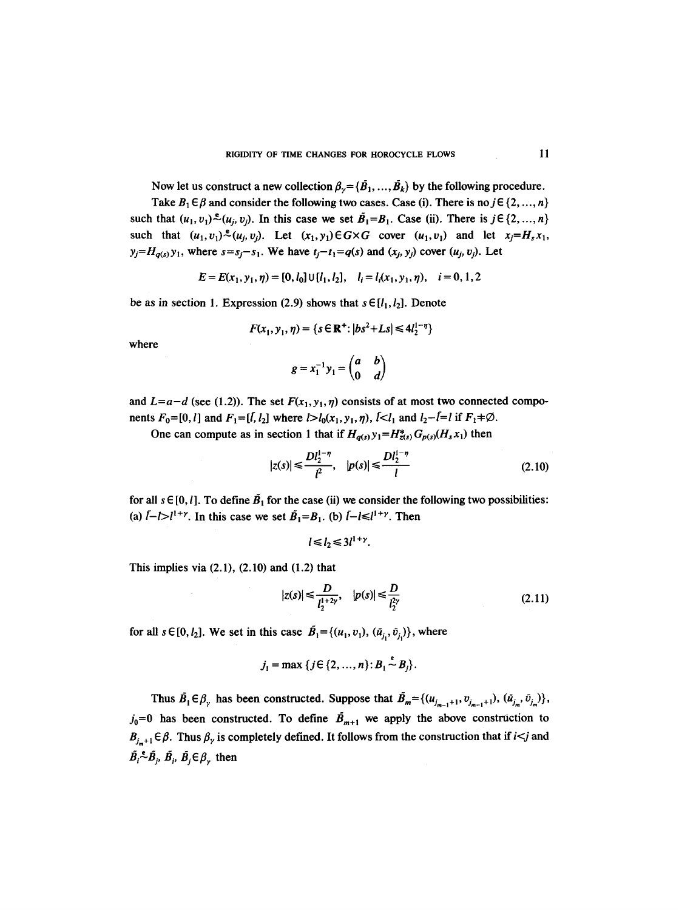Now let us construct a new collection $\beta_\gamma = \{\bar{B}_1, \ldots, \bar{B}_k\}$ by the following procedure.

Take $B_1 \in \beta$ and consider the following two cases. Case (i). There is no $j \in \{2, \ldots, n\}$ such that $(u_1, v_1) \overset{\varepsilon}{\sim} (u_j, v_j)$. In this case we set $\bar{B}_1 = B_1$. Case (ii). There is $j \in \{2, \ldots, n\}$ such that $(u_1, v_1) \overset{\varepsilon}{\sim} (u_j, v_j)$. Let $(x_1, y_1) \in G \times G$ cover $(u_1, v_1)$ and let $x_j = H_s x_1$, $y_j = H_{q(s)} y_1$, where $s = s_j - s_1$. We have $t_j - t_1 = q(s)$ and $(x_j, y_j)$ cover $(u_j, v_j)$. Let

$$E = E(x_1, y_1, \eta) = [0, l_0] \cup [l_1, l_2], \quad l_i = l_i(x_1, y_1, \eta), \quad i = 0, 1, 2$$

be as in section 1. Expression (2.9) shows that $s \in [l_1, l_2]$. Denote

$$F(x_1, y_1, \eta) = \{s \in \mathbf{R}^+ : |bs^2 + Ls| \leq 4 l_2^{1-\eta}\}$$

where

$$g = x_1^{-1} y_1 = \begin{pmatrix} a & b \\ 0 & d \end{pmatrix}$$

and $L = a - d$ (see (1.2)). The set $F(x_1, y_1, \eta)$ consists of at most two connected components $F_0 = [0, l]$ and $F_1 = [\bar{l}, l_2]$ where $l > l_0(x_1, y_1, \eta)$, $\bar{l} < l_1$ and $l_2 - \bar{l} = l$ if $F_1 \neq \emptyset$.

One can compute as in section 1 that if $H_{q(s)} y_1 = H^*_{z(s)} G_{p(s)}(H_s x_1)$ then

$$|z(s)| \leq \frac{D l_2^{1-\eta}}{l^2}, \quad |p(s)| \leq \frac{D l_2^{1-\eta}}{l} \tag{2.10}$$

for all $s \in [0, l]$. To define $\bar{B}_1$ for the case (ii) we consider the following two possibilities: (a) $\bar{l} - l > l^{1+\gamma}$. In this case we set $\bar{B}_1 = B_1$. (b) $\bar{l} - l \leq l^{1+\gamma}$. Then

$$l \leq l_2 \leq 3 l^{1+\gamma}.$$

This implies via (2.1), (2.10) and (1.2) that

$$|z(s)| \leq \frac{D}{l_2^{1+2\gamma}}, \quad |p(s)| \leq \frac{D}{l_2^{2\gamma}} \tag{2.11}$$

for all $s \in [0, l_2]$. We set in this case $\bar{B}_1 = \{(u_1, v_1), (\bar{u}_{j_1}, \bar{v}_{j_1})\}$, where

$$j_1 = \max\{j \in \{2, \ldots, n\} : B_1 \overset{\varepsilon}{\sim} B_j\}.$$

Thus $\bar{B}_1 \in \beta_\gamma$ has been constructed. Suppose that $\bar{B}_m = \{(u_{j_{m-1}+1}, v_{j_{m-1}+1}), (\bar{u}_{j_m}, \bar{v}_{j_m})\}$, $j_0 = 0$ has been constructed. To define $\bar{B}_{m+1}$ we apply the above construction to $B_{j_m+1} \in \beta$. Thus $\beta_\gamma$ is completely defined. It follows from the construction that if $i < j$ and $\bar{B}_i \overset{\varepsilon}{\sim} \bar{B}_j$, $\bar{B}_i, \bar{B}_j \in \beta_\gamma$ then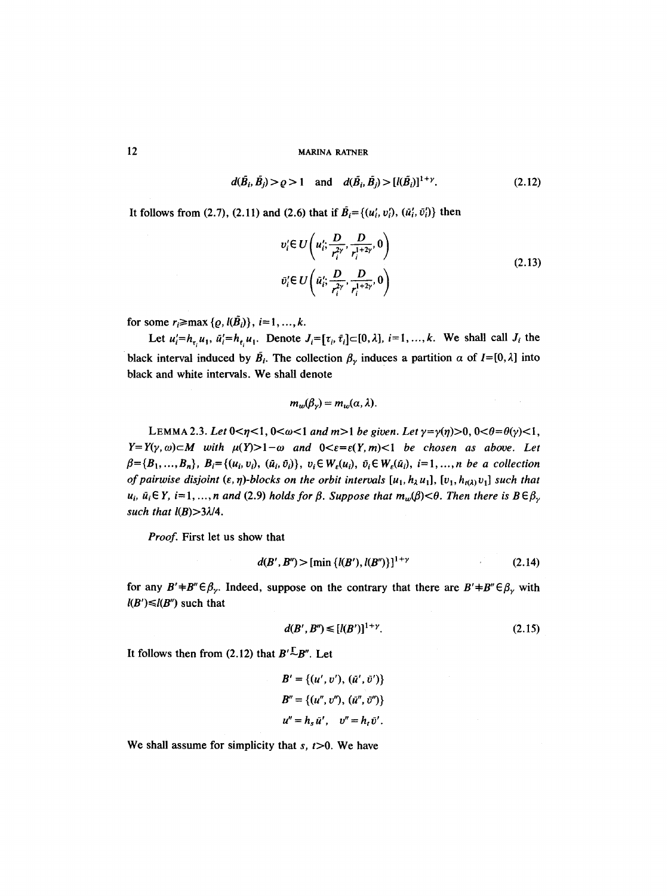$$d(\tilde{B}_i, \tilde{B}_j) > \varrho > 1 \quad \text{and} \quad d(\tilde{B}_i, \tilde{B}_j) > [l(\tilde{B}_i)]^{1+\gamma}. \tag{2.12}$$

It follows from (2.7), (2.11) and (2.6) that if $\tilde{B}_i = \{(u_i', v_i'), (\bar{u}_i', \bar{v}_i')\}$ then

$$\begin{aligned} v_i' &\in U\left(u_i'; \frac{D}{r_i^{2\gamma}}, \frac{D}{r_i^{1+2\gamma}}, 0\right) \\ \bar{v}_i' &\in U\left(\bar{u}_i'; \frac{D}{r_i^{2\gamma}}, \frac{D}{r_i^{1+2\gamma}}, 0\right) \end{aligned} \tag{2.13}$$

for some $r_i \geq \max\{\varrho, l(\tilde{B}_i)\}$, $i = 1, \ldots, k$.

Let $u_i' = h_{\tau_i} u_1$, $\bar{u}_i' = h_{\bar{\tau}_i} u_1$. Denote $J_i = [\tau_i, \bar{\tau}_i] \subset [0, \lambda]$, $i = 1, \ldots, k$. We shall call $J_i$ the black interval induced by $\tilde{B}_i$. The collection $\beta_\gamma$ induces a partition $\alpha$ of $I = [0, \lambda]$ into black and white intervals. We shall denote

$$m_w(\beta_\gamma) = m_w(\alpha, \lambda).$$

LEMMA 2.3. *Let $0 < \eta < 1$, $0 < \omega < 1$ and $m > 1$ be given. Let $\gamma = \gamma(\eta) > 0$, $0 < \theta = \theta(\gamma) < 1$, $Y = Y(\gamma, \omega) \subset M$ with $\mu(Y) > 1 - \omega$ and $0 < \varepsilon = \varepsilon(Y, m) < 1$ be chosen as above. Let $\beta = \{B_1, \ldots, B_n\}$, $B_i = \{(u_i, v_i), (\bar{u}_i, \bar{v}_i)\}$, $v_i \in W_\varepsilon(u_i)$, $\bar{v}_i \in W_\varepsilon(\bar{u}_i)$, $i = 1, \ldots, n$ be a collection of pairwise disjoint $(\varepsilon, \eta)$-blocks on the orbit intervals $[u_1, h_\lambda u_1]$, $[v_1, h_{t(\lambda)} v_1]$ such that $u_i, \bar{u}_i \in Y$, $i = 1, \ldots, n$ and (2.9) holds for $\beta$. Suppose that $m_w(\beta) < \theta$. Then there is $B \in \beta_\gamma$ such that $l(B) > 3\lambda/4$.*

*Proof.* First let us show that

$$d(B', B'') > [\min\{l(B'), l(B'')\}]^{1+\gamma} \tag{2.14}$$

for any $B' \neq B'' \in \beta_\gamma$. Indeed, suppose on the contrary that there are $B' \neq B'' \in \beta_\gamma$ with $l(B') \leq l(B'')$ such that

$$d(B', B'') \leq [l(B')]^{1+\gamma}. \tag{2.15}$$

It follows then from (2.12) that $B' \llcorner B''$. Let

$$\begin{aligned} B' &= \{(u', v'), (\bar{u}', \bar{v}')\} \\ B'' &= \{(u'', v''), (\bar{u}'', \bar{v}'')\} \\ u'' &= h_s \bar{u}', \quad v'' = h_t \bar{v}'. \end{aligned}$$

We shall assume for simplicity that $s, t > 0$. We have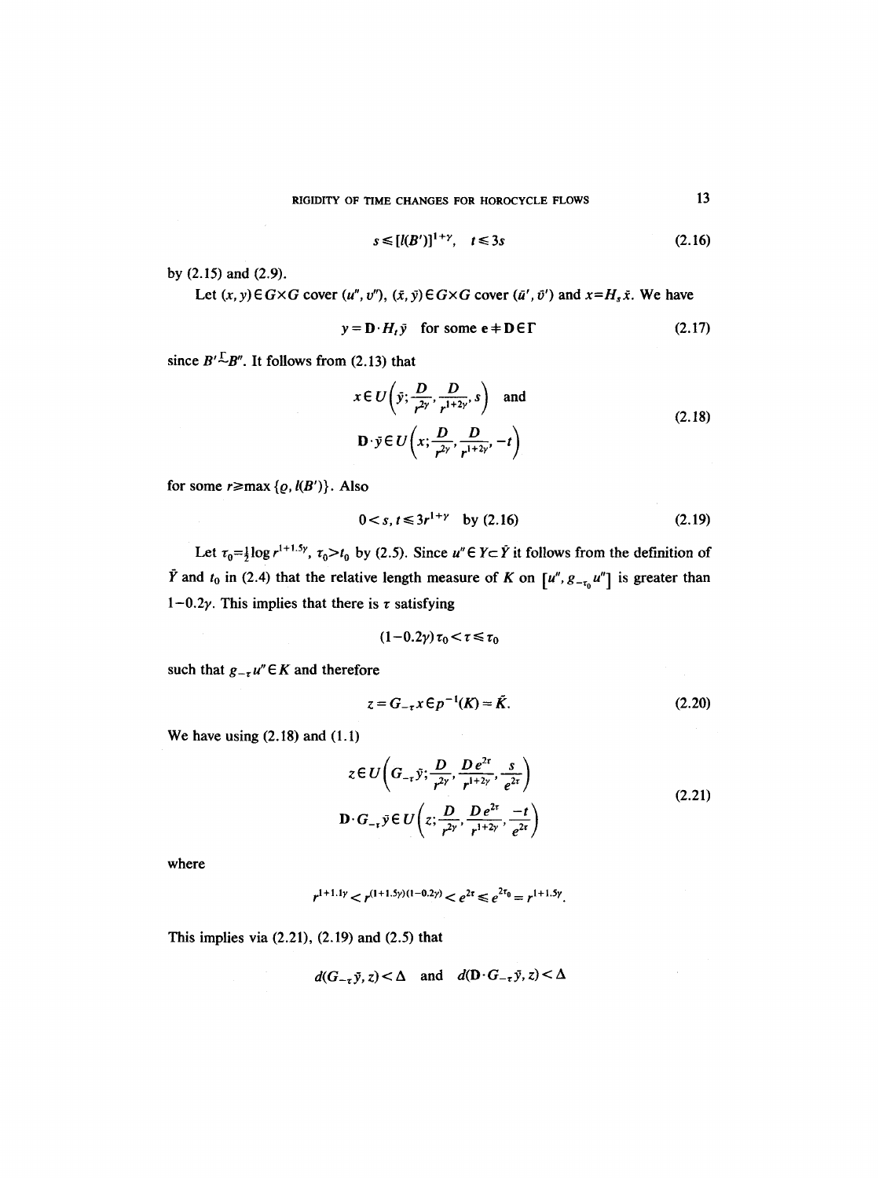$$s \leqslant [l(B')]^{1+\gamma}, \quad t \leqslant 3s \tag{2.16}$$

by (2.15) and (2.9).

Let $(x, y) \in G \times G$ cover $(u'', v'')$, $(\bar{x}, \bar{y}) \in G \times G$ cover $(\bar{u}', \bar{v}')$ and $x = H_s \bar{x}$. We have

$$y = \mathbf{D} \cdot H_t \bar{y} \quad \text{for some } \mathbf{e} \neq \mathbf{D} \in \Gamma \tag{2.17}$$

since $B' \overset{\Gamma}{\sim} B''$. It follows from (2.13) that

$$\begin{gathered} x \in U\left(\bar{y}; \frac{D}{r^{2\gamma}}, \frac{D}{r^{1+2\gamma}}, s\right) \quad \text{and} \\ \mathbf{D} \cdot \bar{y} \in U\left(x; \frac{D}{r^{2\gamma}}, \frac{D}{r^{1+2\gamma}}, -t\right) \end{gathered} \tag{2.18}$$

for some $r \geqslant \max\{\varrho, l(B')\}$. Also

$$0 < s, t \leqslant 3r^{1+\gamma} \quad \text{by (2.16)} \tag{2.19}$$

Let $\tau_0 = \frac{1}{2}\log r^{1+1.5\gamma}$, $\tau_0 > t_0$ by (2.5). Since $u'' \in Y \subset \bar{Y}$ it follows from the definition of $\bar{Y}$ and $t_0$ in (2.4) that the relative length measure of $K$ on $[u'', g_{-\tau_0} u'']$ is greater than $1 - 0.2\gamma$. This implies that there is $\tau$ satisfying

$$(1 - 0.2\gamma)\tau_0 < \tau \leqslant \tau_0$$

such that $g_{-\tau} u'' \in K$ and therefore

$$z = G_{-\tau} x \in p^{-1}(K) = \tilde{K}. \tag{2.20}$$

We have using (2.18) and (1.1)

$$\begin{gathered} z \in U\left(G_{-\tau}\bar{y}; \frac{D}{r^{2\gamma}}, \frac{D e^{2\tau}}{r^{1+2\gamma}}, \frac{s}{e^{2\tau}}\right) \\ \mathbf{D} \cdot G_{-\tau}\bar{y} \in U\left(z; \frac{D}{r^{2\gamma}}, \frac{D e^{2\tau}}{r^{1+2\gamma}}, \frac{-t}{e^{2\tau}}\right) \end{gathered} \tag{2.21}$$

where

$$r^{1+1.1\gamma} < r^{(1+1.5\gamma)(1-0.2\gamma)} < e^{2\tau} \leqslant e^{2\tau_0} = r^{1+1.5\gamma}.$$

This implies via (2.21), (2.19) and (2.5) that

$$d(G_{-\tau}\bar{y}, z) < \Delta \quad \text{and} \quad d(\mathbf{D} \cdot G_{-\tau}\bar{y}, z) < \Delta$$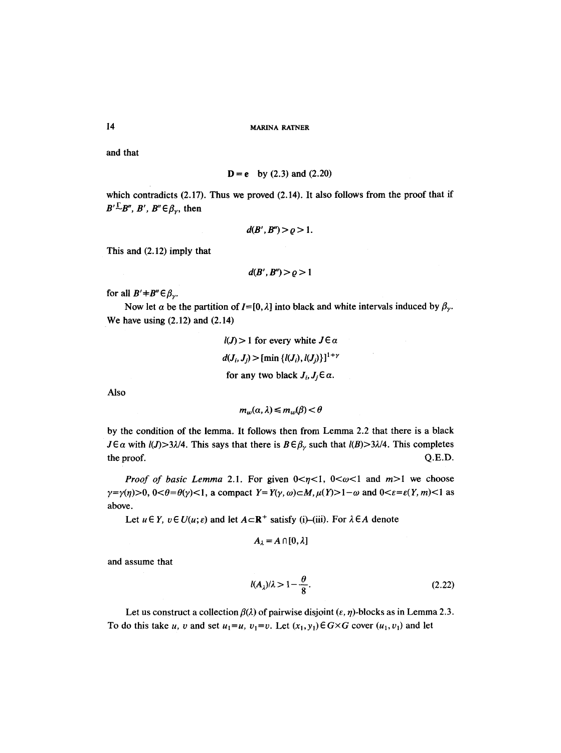and that

$$\mathbf{D}=\mathbf{e} \quad \text{by (2.3) and (2.20)}$$

which contradicts (2.17). Thus we proved (2.14). It also follows from the proof that if $B' \overset{\Gamma}{\sim} B''$, $B', B'' \in \beta_\gamma$, then

$$d(B', B'') > \varrho > 1.$$

This and (2.12) imply that

$$d(B', B'') > \varrho > 1$$

for all $B' \neq B'' \in \beta_\gamma$.

Now let $\alpha$ be the partition of $I=[0,\lambda]$ into black and white intervals induced by $\beta_\gamma$. We have using (2.12) and (2.14)

$$l(J) > 1 \text{ for every white } J \in \alpha$$

$$d(J_i, J_j) > [\min \{l(J_i), l(J_j)\}]^{1+\gamma}$$

$$\text{for any two black } J_i, J_j \in \alpha.$$

Also

$$m_w(\alpha, \lambda) \leqslant m_w(\beta) < \theta$$

by the condition of the lemma. It follows then from Lemma 2.2 that there is a black $J \in \alpha$ with $l(J) > 3\lambda/4$. This says that there is $B \in \beta_\gamma$ such that $l(B) > 3\lambda/4$. This completes the proof. Q.E.D.

*Proof of basic Lemma* 2.1. For given $0<\eta<1$, $0<\omega<1$ and $m>1$ we choose $\gamma=\gamma(\eta)>0$, $0<\theta=\theta(\gamma)<1$, a compact $Y=Y(\gamma,\omega)\subset M$, $\mu(Y)>1-\omega$ and $0<\varepsilon=\varepsilon(Y,m)<1$ as above.

Let $u \in Y$, $v \in U(u;\varepsilon)$ and let $A \subset \mathbf{R}^+$ satisfy (i)–(iii). For $\lambda \in A$ denote

$$A_\lambda = A \cap [0, \lambda]$$

and assume that

$$l(A_\lambda)/\lambda > 1 - \frac{\theta}{8}. \tag{2.22}$$

Let us construct a collection $\beta(\lambda)$ of pairwise disjoint $(\varepsilon, \eta)$-blocks as in Lemma 2.3. To do this take $u$, $v$ and set $u_1 = u$, $v_1 = v$. Let $(x_1, y_1) \in G \times G$ cover $(u_1, v_1)$ and let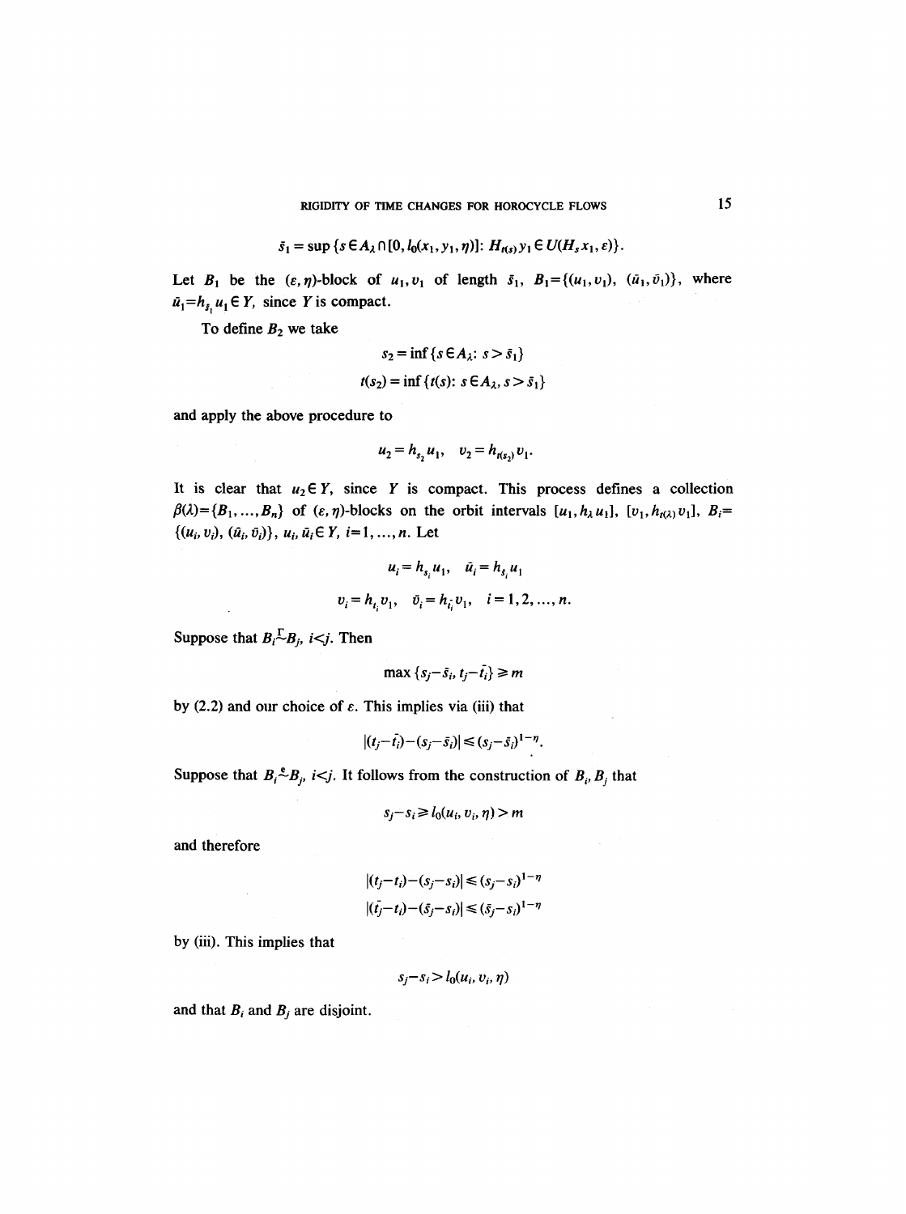$$\bar{s}_1 = \sup\{s \in A_\lambda \cap [0, l_0(x_1, y_1, \eta)]: H_{t(s)} y_1 \in U(H_s x_1, \varepsilon)\}.$$

Let $B_1$ be the $(\varepsilon, \eta)$-block of $u_1, v_1$ of length $\bar{s}_1$, $B_1 = \{(u_1, v_1), (\bar{u}_1, \bar{v}_1)\}$, where $\bar{u}_1 = h_{\bar{s}_1} u_1 \in Y$, since $Y$ is compact.

To define $B_2$ we take

$$s_2 = \inf\{s \in A_\lambda: s > \bar{s}_1\}$$
$$t(s_2) = \inf\{t(s): s \in A_\lambda, s > \bar{s}_1\}$$

and apply the above procedure to

$$u_2 = h_{s_2} u_1, \quad v_2 = h_{t(s_2)} v_1.$$

It is clear that $u_2 \in Y$, since $Y$ is compact. This process defines a collection $\beta(\lambda) = \{B_1, \ldots, B_n\}$ of $(\varepsilon, \eta)$-blocks on the orbit intervals $[u_1, h_\lambda u_1]$, $[v_1, h_{t(\lambda)} v_1]$, $B_i = \{(u_i, v_i), (\bar{u}_i, \bar{v}_i)\}$, $u_i, \bar{u}_i \in Y$, $i = 1, \ldots, n$. Let

$$u_i = h_{s_i} u_1, \quad \bar{u}_i = h_{\bar{s}_i} u_1$$
$$v_i = h_{t_i} v_1, \quad \bar{v}_i = h_{\bar{t}_i} v_1, \quad i = 1, 2, \ldots, n.$$

Suppose that $B_i \overset{\Gamma}{\sim} B_j$, $i < j$. Then

$$\max\{s_j - \bar{s}_i, t_j - \bar{t}_i\} \geqslant m$$

by (2.2) and our choice of $\varepsilon$. This implies via (iii) that

$$|(t_j - \bar{t}_i) - (s_j - \bar{s}_i)| \leqslant (s_j - \bar{s}_i)^{1-\eta}.$$

Suppose that $B_i \overset{\varepsilon}{\sim} B_j$, $i < j$. It follows from the construction of $B_i, B_j$ that

$$s_j - s_i \geqslant l_0(u_i, v_i, \eta) > m$$

and therefore

$$|(t_j - t_i) - (s_j - s_i)| \leqslant (s_j - s_i)^{1-\eta}$$
$$|(\bar{t}_j - t_i) - (\bar{s}_j - s_i)| \leqslant (\bar{s}_j - s_i)^{1-\eta}$$

by (iii). This implies that

$$s_j - s_i > l_0(u_i, v_i, \eta)$$

and that $B_i$ and $B_j$ are disjoint.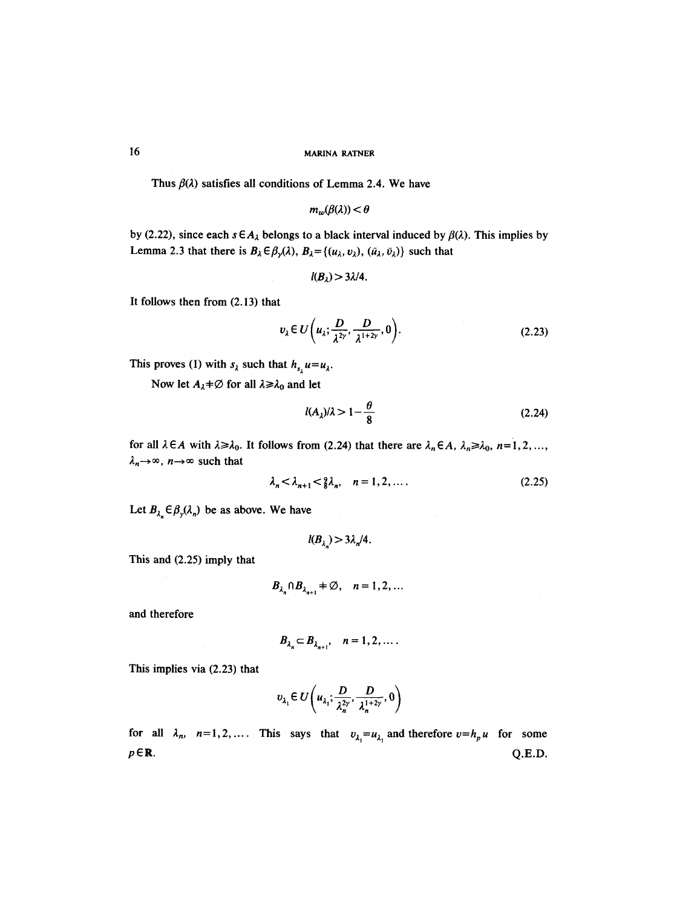Thus $\beta(\lambda)$ satisfies all conditions of Lemma 2.4. We have

$$m_w(\beta(\lambda)) < \theta$$

by (2.22), since each $s \in A_\lambda$ belongs to a black interval induced by $\beta(\lambda)$. This implies by Lemma 2.3 that there is $B_\lambda \in \beta_\gamma(\lambda)$, $B_\lambda = \{(u_\lambda, v_\lambda), (\bar{u}_\lambda, \bar{v}_\lambda)\}$ such that

$$l(B_\lambda) > 3\lambda/4.$$

It follows then from (2.13) that

$$v_\lambda \in U\left(u_\lambda; \frac{D}{\lambda^{2\gamma}}, \frac{D}{\lambda^{1+2\gamma}}, 0\right). \tag{2.23}$$

This proves (1) with $s_\lambda$ such that $h_{s_\lambda} u = u_\lambda$.

Now let $A_\lambda \neq \emptyset$ for all $\lambda \geq \lambda_0$ and let

$$l(A_\lambda)/\lambda > 1 - \frac{\theta}{8} \tag{2.24}$$

for all $\lambda \in A$ with $\lambda \geq \lambda_0$. It follows from (2.24) that there are $\lambda_n \in A$, $\lambda_n \geq \lambda_0$, $n = 1, 2, \ldots$, $\lambda_n \to \infty$, $n \to \infty$ such that

$$\lambda_n < \lambda_{n+1} < \tfrac{9}{8}\lambda_n, \quad n = 1, 2, \ldots. \tag{2.25}$$

Let $B_{\lambda_n} \in \beta_\gamma(\lambda_n)$ be as above. We have

$$l(B_{\lambda_n}) > 3\lambda_n/4.$$

This and (2.25) imply that

$$B_{\lambda_n} \cap B_{\lambda_{n+1}} \neq \emptyset, \quad n = 1, 2, \ldots$$

and therefore

$$B_{\lambda_n} \subset B_{\lambda_{n+1}}, \quad n = 1, 2, \ldots.$$

This implies via (2.23) that

$$v_{\lambda_1} \in U\left(u_{\lambda_1}; \frac{D}{\lambda_n^{2\gamma}}, \frac{D}{\lambda_n^{1+2\gamma}}, 0\right)$$

for all $\lambda_n$, $n = 1, 2, \ldots$. This says that $v_{\lambda_1} = u_{\lambda_1}$ and therefore $v = h_p u$ for some $p \in \mathbf{R}$. Q.E.D.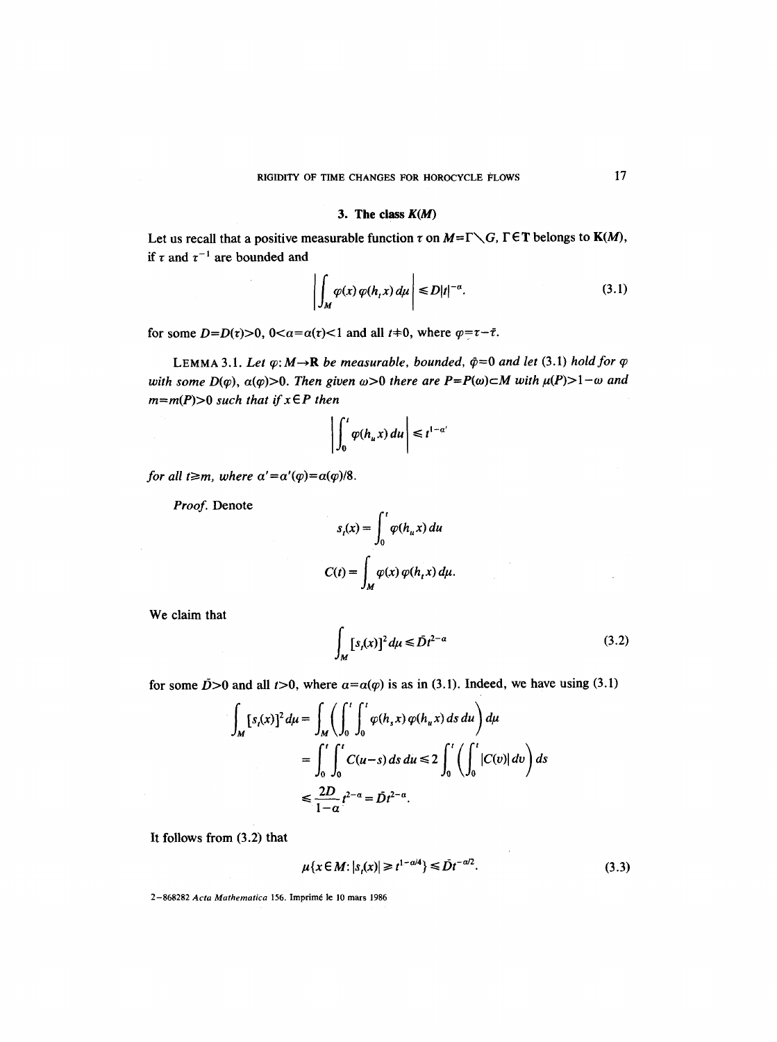## 3. The class $\mathbf{K}(M)$

Let us recall that a positive measurable function $\tau$ on $M=\Gamma\backslash G$, $\Gamma\in\mathbf{T}$ belongs to $\mathbf{K}(M)$, if $\tau$ and $\tau^{-1}$ are bounded and

$$\left|\int_M \varphi(x)\,\varphi(h_t x)\,d\mu\right| \leqslant D|t|^{-\alpha}. \tag{3.1}$$

for some $D=D(\tau)>0$, $0<\alpha=\alpha(\tau)<1$ and all $t\neq 0$, where $\varphi=\tau-\bar{\tau}$.

LEMMA 3.1. *Let $\varphi\colon M\to\mathbf{R}$ be measurable, bounded, $\bar{\varphi}=0$ and let (3.1) hold for $\varphi$ with some $D(\varphi)$, $\alpha(\varphi)>0$. Then given $\omega>0$ there are $P=P(\omega)\subset M$ with $\mu(P)>1-\omega$ and $m=m(P)>0$ such that if $x\in P$ then*

$$\left|\int_0^t \varphi(h_u x)\,du\right| \leqslant t^{1-\alpha'}$$

*for all $t\geqslant m$, where $\alpha'=\alpha'(\varphi)=\alpha(\varphi)/8$.*

*Proof.* Denote

$$s_t(x)=\int_0^t \varphi(h_u x)\,du$$

$$C(t)=\int_M \varphi(x)\,\varphi(h_t x)\,d\mu.$$

We claim that

$$\int_M [s_t(x)]^2\,d\mu \leqslant \bar{D}t^{2-\alpha} \tag{3.2}$$

for some $\bar{D}>0$ and all $t>0$, where $\alpha=\alpha(\varphi)$ is as in (3.1). Indeed, we have using (3.1)

$$\begin{aligned}
\int_M [s_t(x)]^2\,d\mu &= \int_M \left(\int_0^t\int_0^t \varphi(h_s x)\,\varphi(h_u x)\,ds\,du\right)d\mu \\
&= \int_0^t\int_0^t C(u-s)\,ds\,du \leqslant 2\int_0^t\left(\int_0^t |C(v)|\,dv\right)ds \\
&\leqslant \frac{2D}{1-\alpha}t^{2-\alpha}=\bar{D}t^{2-\alpha}.
\end{aligned}$$

It follows from (3.2) that

$$\mu\{x\in M\colon |s_t(x)|\geqslant t^{1-\alpha/4}\}\leqslant \bar{D}t^{-\alpha/2}. \tag{3.3}$$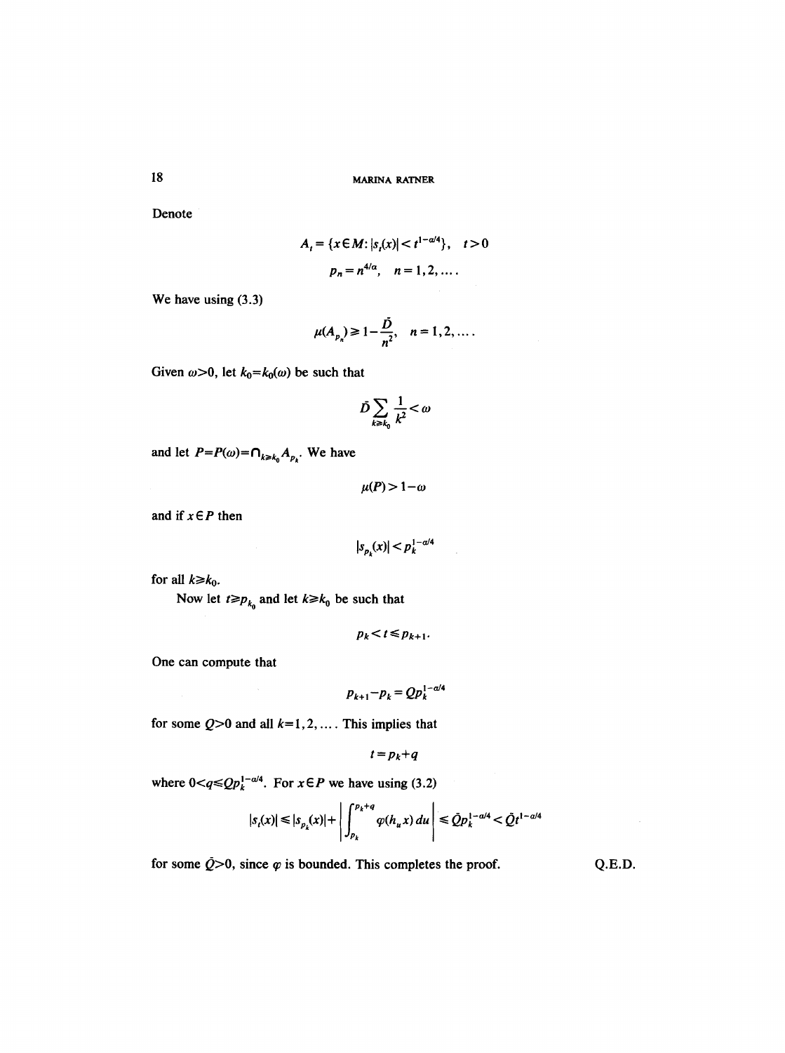Denote

$$A_t = \{x \in M : |s_t(x)| < t^{1-\alpha/4}\}, \quad t > 0$$

$$p_n = n^{4/\alpha}, \quad n = 1, 2, \ldots.$$

We have using (3.3)

$$\mu(A_{p_n}) \geq 1 - \frac{\bar{D}}{n^2}, \quad n = 1, 2, \ldots.$$

Given $\omega > 0$, let $k_0 = k_0(\omega)$ be such that

$$\bar{D} \sum_{k \geq k_0} \frac{1}{k^2} < \omega$$

and let $P = P(\omega) = \bigcap_{k \geq k_0} A_{p_k}$. We have

$$\mu(P) > 1 - \omega$$

and if $x \in P$ then

$$|s_{p_k}(x)| < p_k^{1-\alpha/4}$$

for all $k \geq k_0$.

Now let $t \geq p_{k_0}$ and let $k \geq k_0$ be such that

$$p_k < t \leq p_{k+1}.$$

One can compute that

$$p_{k+1} - p_k = Q p_k^{1-\alpha/4}$$

for some $Q > 0$ and all $k = 1, 2, \ldots$. This implies that

$$t = p_k + q$$

where $0 < q \leq Q p_k^{1-\alpha/4}$. For $x \in P$ we have using (3.2)

$$|s_t(x)| \leq |s_{p_k}(x)| + \left| \int_{p_k}^{p_k + q} \varphi(h_u x)\, du \right| \leq \bar{Q} p_k^{1-\alpha/4} < \bar{Q} t^{1-\alpha/4}$$

for some $\bar{Q} > 0$, since $\varphi$ is bounded. This completes the proof. Q.E.D.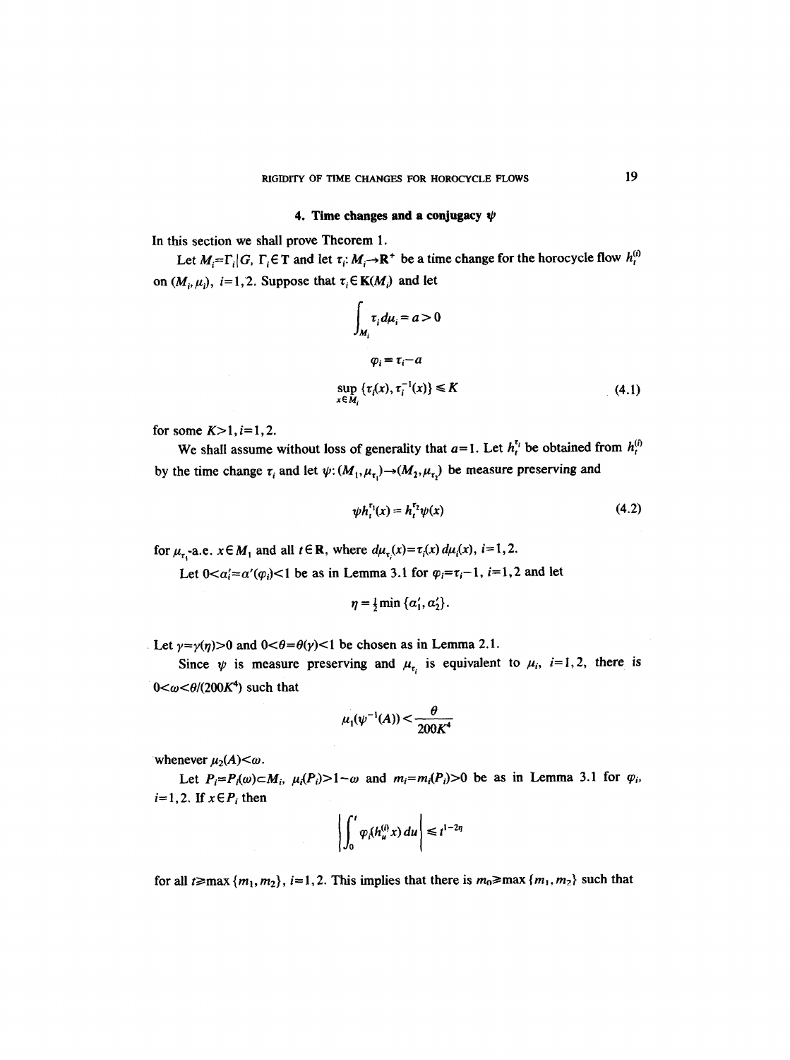## 4. Time changes and a conjugacy $\psi$

In this section we shall prove Theorem 1.

Let $M_i = \Gamma_i | G$, $\Gamma_i \in \mathbf{T}$ and let $\tau_i: M_i \to \mathbf{R}^+$ be a time change for the horocycle flow $h_t^{(i)}$ on $(M_i, \mu_i)$, $i=1,2$. Suppose that $\tau_i \in \mathbf{K}(M_i)$ and let

$$\int_{M_i} \tau_i \, d\mu_i = a > 0$$

$$\varphi_i = \tau_i - a$$

$$\sup_{x \in M_i} \{\tau_i(x), \tau_i^{-1}(x)\} \leq K \tag{4.1}$$

for some $K>1$, $i=1,2$.

We shall assume without loss of generality that $a=1$. Let $h_t^{\tau_i}$ be obtained from $h_t^{(i)}$ by the time change $\tau_i$ and let $\psi: (M_1, \mu_{\tau_1}) \to (M_2, \mu_{\tau_2})$ be measure preserving and

$$\psi h_t^{\tau_1}(x) = h_t^{\tau_2} \psi(x) \tag{4.2}$$

for $\mu_{\tau_1}$-a.e. $x \in M_1$ and all $t \in \mathbf{R}$, where $d\mu_{\tau_i}(x) = \tau_i(x) \, d\mu_i(x)$, $i=1,2$.

Let $0 < a_i' = a'(\varphi_i) < 1$ be as in Lemma 3.1 for $\varphi_i = \tau_i - 1$, $i=1,2$ and let

$$\eta = \tfrac{1}{2} \min \{a_1', a_2'\}.$$

Let $\gamma = \gamma(\eta) > 0$ and $0 < \theta = \theta(\gamma) < 1$ be chosen as in Lemma 2.1.

Since $\psi$ is measure preserving and $\mu_{\tau_i}$ is equivalent to $\mu_i$, $i=1,2$, there is $0 < \omega < \theta/(200K^4)$ such that

$$\mu_1(\psi^{-1}(A)) < \frac{\theta}{200K^4}$$

whenever $\mu_2(A) < \omega$.

Let $P_i = P_i(\omega) \subset M_i$, $\mu_i(P_i) > 1 - \omega$ and $m_i = m_i(P_i) > 0$ be as in Lemma 3.1 for $\varphi_i$, $i=1,2$. If $x \in P_i$ then

$$\left| \int_0^t \varphi_i(h_u^{(i)} x) \, du \right| \leq t^{1-2\eta}$$

for all $t \geq \max\{m_1, m_2\}$, $i=1,2$. This implies that there is $m_0 \geq \max\{m_1, m_2\}$ such that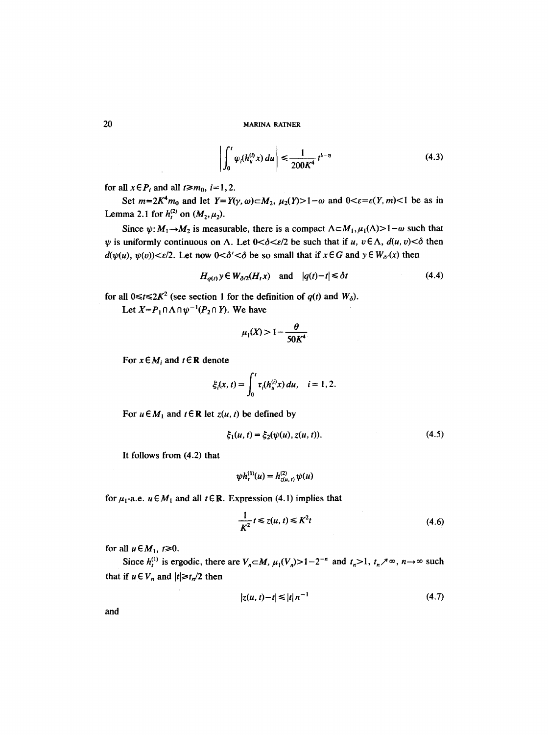$$\left| \int_0^t \varphi_i(h_u^{(i)} x)\, du \right| \leq \frac{1}{200K^4} t^{1-\eta} \tag{4.3}$$

for all $x \in P_i$ and all $t \geq m_0$, $i=1,2$.

Set $m=2K^4 m_0$ and let $Y=Y(\gamma,\omega)\subset M_2$, $\mu_2(Y)>1-\omega$ and $0<\varepsilon=\varepsilon(Y,m)<1$ be as in Lemma 2.1 for $h_t^{(2)}$ on $(M_2,\mu_2)$.

Since $\psi\colon M_1\to M_2$ is measurable, there is a compact $\Lambda\subset M_1, \mu_1(\Lambda)>1-\omega$ such that $\psi$ is uniformly continuous on $\Lambda$. Let $0<\delta<\varepsilon/2$ be such that if $u, v\in\Lambda$, $d(u,v)<\delta$ then $d(\psi(u),\psi(v))<\varepsilon/2$. Let now $0<\delta'<\delta$ be so small that if $x\in G$ and $y\in W_{\delta'}(x)$ then

$$H_{q(t)} y \in W_{\delta/2}(H_t x) \quad \text{and} \quad |q(t)-t| \leq \delta t \tag{4.4}$$

for all $0\leq t\leq 2K^2$ (see section 1 for the definition of $q(t)$ and $W_\delta$).

Let $X=P_1\cap\Lambda\cap\psi^{-1}(P_2\cap Y)$. We have

$$\mu_1(X) > 1-\frac{\theta}{50K^4}$$

For $x\in M_i$ and $t\in\mathbf{R}$ denote

$$\xi_i(x,t) = \int_0^t \tau_i(h_u^{(i)} x)\, du, \quad i=1,2.$$

For $u\in M_1$ and $t\in\mathbf{R}$ let $z(u,t)$ be defined by

$$\xi_1(u,t) = \xi_2(\psi(u), z(u,t)). \tag{4.5}$$

It follows from (4.2) that

$$\psi h_t^{(1)}(u) = h_{z(u,t)}^{(2)} \psi(u)$$

for $\mu_1$-a.e. $u\in M_1$ and all $t\in\mathbf{R}$. Expression (4.1) implies that

$$\frac{1}{K^2} t \leq z(u,t) \leq K^2 t \tag{4.6}$$

for all $u\in M_1$, $t\geq 0$.

Since $h_t^{(1)}$ is ergodic, there are $V_n\subset M$, $\mu_1(V_n)>1-2^{-n}$ and $t_n>1$, $t_n\nearrow\infty$, $n\to\infty$ such that if $u\in V_n$ and $|t|\geq t_n/2$ then

$$|z(u,t)-t| \leq |t|\, n^{-1} \tag{4.7}$$

and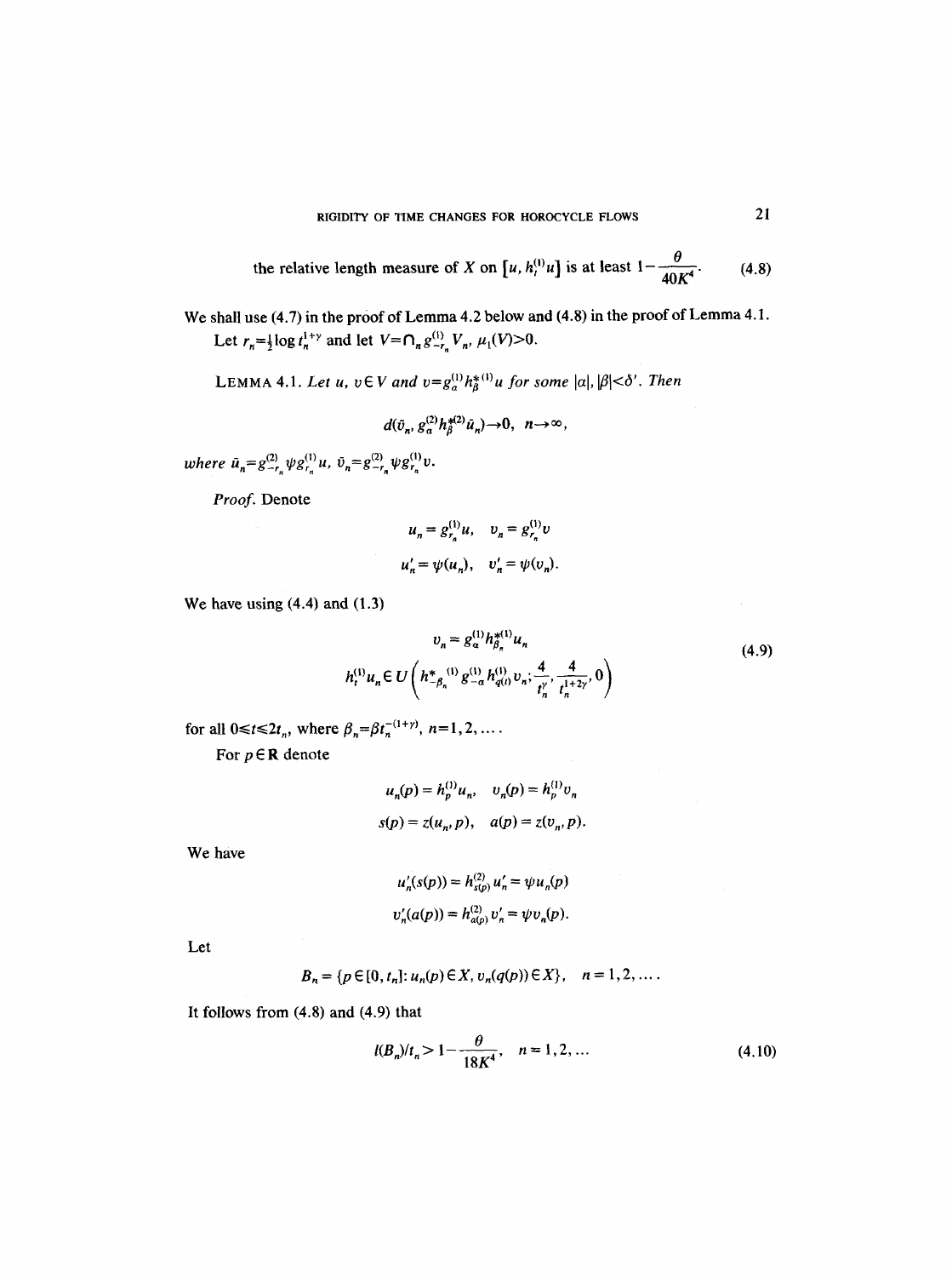$$\text{the relative length measure of } X \text{ on } [u, h_t^{(1)}u] \text{ is at least } 1 - \frac{\theta}{40K^4}. \tag{4.8}$$

We shall use (4.7) in the proof of Lemma 4.2 below and (4.8) in the proof of Lemma 4.1.

Let $r_n = \frac{1}{2}\log t_n^{1+\gamma}$ and let $V = \bigcap_n g_{-r_n}^{(1)} V_n$, $\mu_1(V) > 0$.

LEMMA 4.1. *Let $u, v \in V$ and $v = g_\alpha^{(1)} h_\beta^{*(1)} u$ for some $|\alpha|, |\beta| < \delta'$. Then*

$$d(\bar{v}_n, g_\alpha^{(2)} h_\beta^{*(2)} \bar{u}_n) \to 0, \quad n \to \infty,$$

*where $\bar{u}_n = g_{-r_n}^{(2)} \psi g_{r_n}^{(1)} u$, $\bar{v}_n = g_{-r_n}^{(2)} \psi g_{r_n}^{(1)} v$.*

*Proof.* Denote

$$u_n = g_{r_n}^{(1)} u, \quad v_n = g_{r_n}^{(1)} v$$

$$u_n' = \psi(u_n), \quad v_n' = \psi(v_n).$$

We have using (4.4) and (1.3)

$$\begin{aligned} v_n &= g_\alpha^{(1)} h_{\beta_n}^{*(1)} u_n \\ h_t^{(1)} u_n &\in U\left( h_{-\beta_n}^{*\ (1)} g_{-\alpha}^{(1)} h_{q(t)}^{(1)} v_n; \frac{4}{t_n^\gamma}, \frac{4}{t_n^{1+2\gamma}}, 0 \right) \end{aligned} \tag{4.9}$$

for all $0 \leq t \leq 2t_n$, where $\beta_n = \beta t_n^{-(1+\gamma)}$, $n = 1, 2, \ldots$.

For $p \in \mathbf{R}$ denote

$$u_n(p) = h_p^{(1)} u_n, \quad v_n(p) = h_p^{(1)} v_n$$

$$s(p) = z(u_n, p), \quad a(p) = z(v_n, p).$$

We have

$$u_n'(s(p)) = h_{s(p)}^{(2)} u_n' = \psi u_n(p)$$

$$v_n'(a(p)) = h_{a(p)}^{(2)} v_n' = \psi v_n(p).$$

Let

$$B_n = \{p \in [0, t_n]: u_n(p) \in X, v_n(q(p)) \in X\}, \quad n = 1, 2, \ldots.$$

It follows from (4.8) and (4.9) that

$$l(B_n)/t_n > 1 - \frac{\theta}{18K^4}, \quad n = 1, 2, \ldots \tag{4.10}$$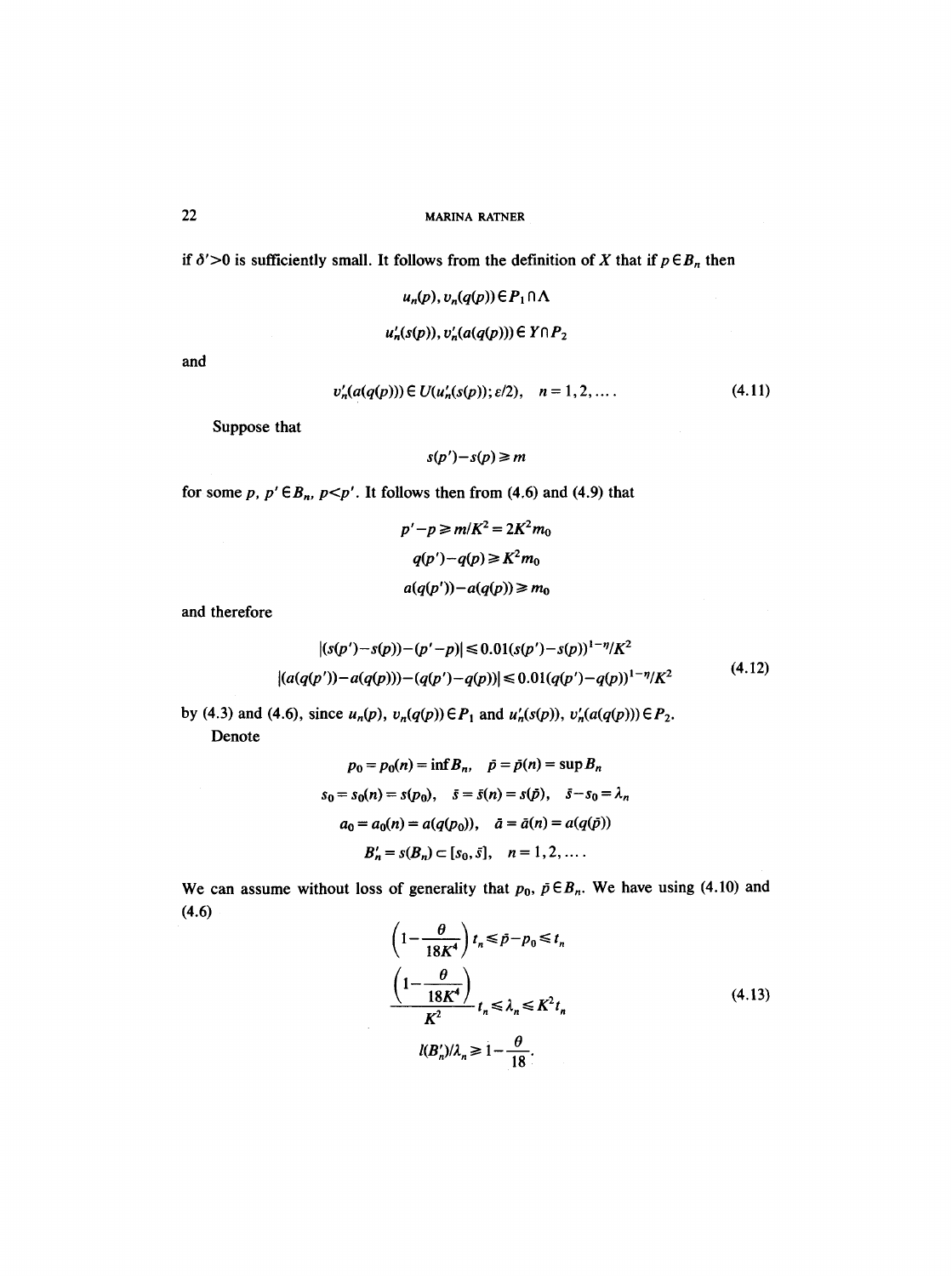if $\delta'>0$ is sufficiently small. It follows from the definition of $X$ that if $p\in B_n$ then

$$u_n(p),\, v_n(q(p))\in P_1\cap\Lambda$$

$$u_n'(s(p)),\, v_n'(a(q(p)))\in Y\cap P_2$$

and

$$v_n'(a(q(p)))\in U(u_n'(s(p));\varepsilon/2), \quad n=1,2,\ldots. \tag{4.11}$$

Suppose that

$$s(p')-s(p)\geq m$$

for some $p, p'\in B_n$, $p<p'$. It follows then from (4.6) and (4.9) that

$$p'-p\geq m/K^2=2K^2m_0$$

$$q(p')-q(p)\geq K^2m_0$$

$$a(q(p'))-a(q(p))\geq m_0$$

and therefore

$$\begin{aligned}|(s(p')-s(p))-(p'-p)|&\leq 0.01(s(p')-s(p))^{1-\eta}/K^2\\ |(a(q(p'))-a(q(p)))-(q(p')-q(p))|&\leq 0.01(q(p')-q(p))^{1-\eta}/K^2\end{aligned} \tag{4.12}$$

by (4.3) and (4.6), since $u_n(p)$, $v_n(q(p))\in P_1$ and $u_n'(s(p))$, $v_n'(a(q(p)))\in P_2$.

Denote

$$p_0=p_0(n)=\inf B_n, \quad \bar p=\bar p(n)=\sup B_n$$

$$s_0=s_0(n)=s(p_0), \quad \bar s=\bar s(n)=s(\bar p), \quad \bar s-s_0=\lambda_n$$

$$a_0=a_0(n)=a(q(p_0)), \quad \bar a=\bar a(n)=a(q(\bar p))$$

$$B_n'=s(B_n)\subset[s_0,\bar s], \quad n=1,2,\ldots.$$

We can assume without loss of generality that $p_0$, $\bar p\in B_n$. We have using (4.10) and (4.6)

$$\begin{aligned}&\left(1-\frac{\theta}{18K^4}\right)t_n\leq \bar p-p_0\leq t_n\\ &\frac{\left(1-\frac{\theta}{18K^4}\right)}{K^2}t_n\leq\lambda_n\leq K^2t_n\\ &l(B_n')/\lambda_n\geq 1-\frac{\theta}{18}.\end{aligned} \tag{4.13}$$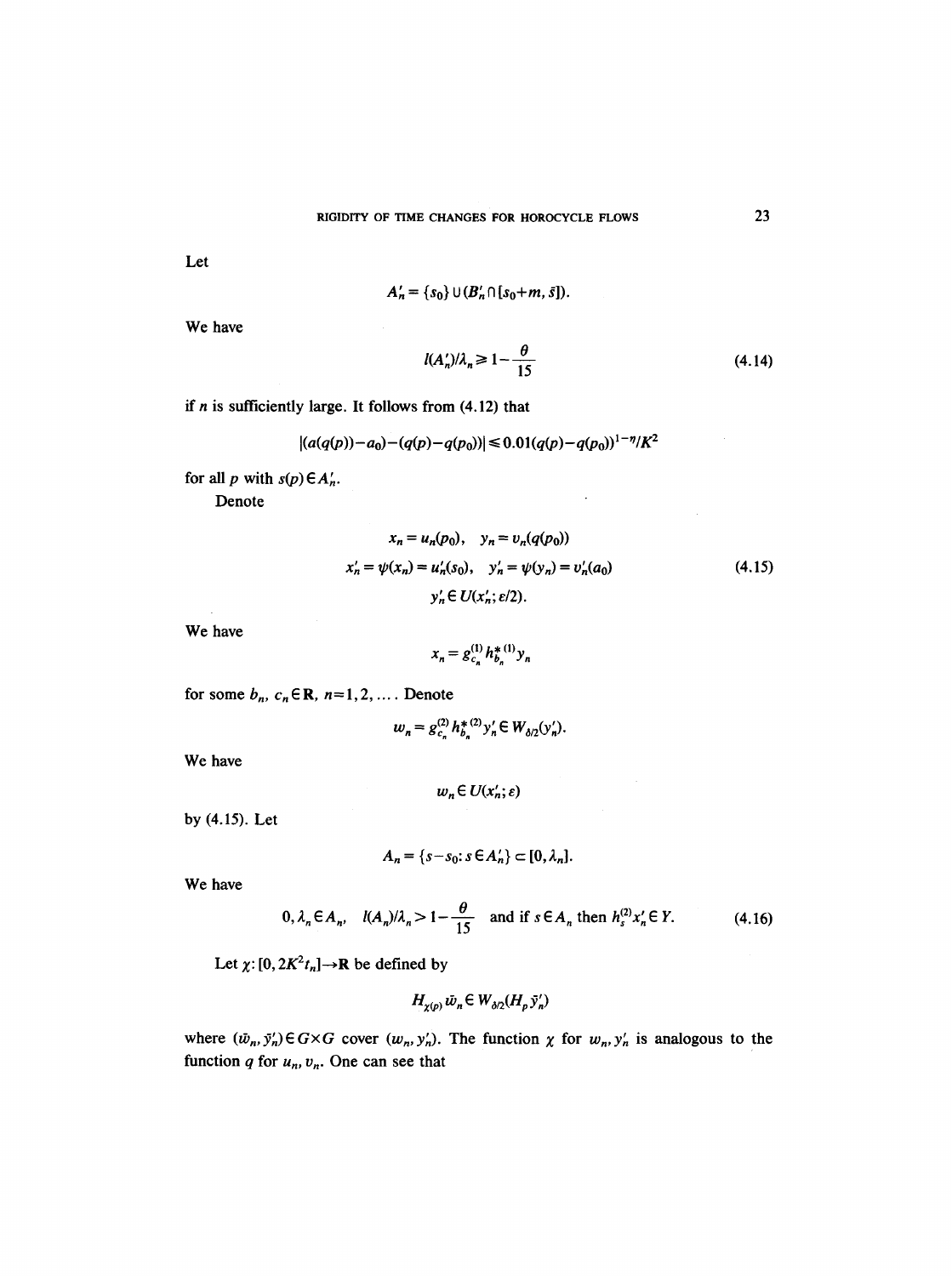Let

$$A'_n = \{s_0\} \cup (B'_n \cap [s_0 + m, \bar{s}]).$$

We have

$$l(A'_n)/\lambda_n \geq 1 - \frac{\theta}{15} \tag{4.14}$$

if $n$ is sufficiently large. It follows from (4.12) that

$$|(a(q(p)) - a_0) - (q(p) - q(p_0))| \leq 0.01(q(p) - q(p_0))^{1-\eta}/K^2$$

for all $p$ with $s(p) \in A'_n$.

Denote

$$\begin{gathered} x_n = u_n(p_0), \quad y_n = v_n(q(p_0)) \\ x'_n = \psi(x_n) = u'_n(s_0), \quad y'_n = \psi(y_n) = v'_n(a_0) \\ y'_n \in U(x'_n; \varepsilon/2). \end{gathered} \tag{4.15}$$

We have

$$x_n = g^{(1)}_{c_n} h^{*\,(1)}_{b_n} y_n$$

for some $b_n, c_n \in \mathbf{R}$, $n = 1, 2, \ldots$. Denote

$$w_n = g^{(2)}_{c_n} h^{*\,(2)}_{b_n} y'_n \in W_{\delta/2}(y'_n).$$

We have

$$w_n \in U(x'_n; \varepsilon)$$

by (4.15). Let

$$A_n = \{s - s_0 : s \in A'_n\} \subset [0, \lambda_n].$$

We have

$$0, \lambda_n \in A_n, \quad l(A_n)/\lambda_n > 1 - \frac{\theta}{15} \quad \text{and if } s \in A_n \text{ then } h^{(2)}_s x'_n \in Y. \tag{4.16}$$

Let $\chi: [0, 2K^2 t_n] \to \mathbf{R}$ be defined by

$$H_{\chi(p)} \bar{w}_n \in W_{\delta/2}(H_p \bar{y}'_n)$$

where $(\bar{w}_n, \bar{y}'_n) \in G \times G$ cover $(w_n, y'_n)$. The function $\chi$ for $w_n, y'_n$ is analogous to the function $q$ for $u_n, v_n$. One can see that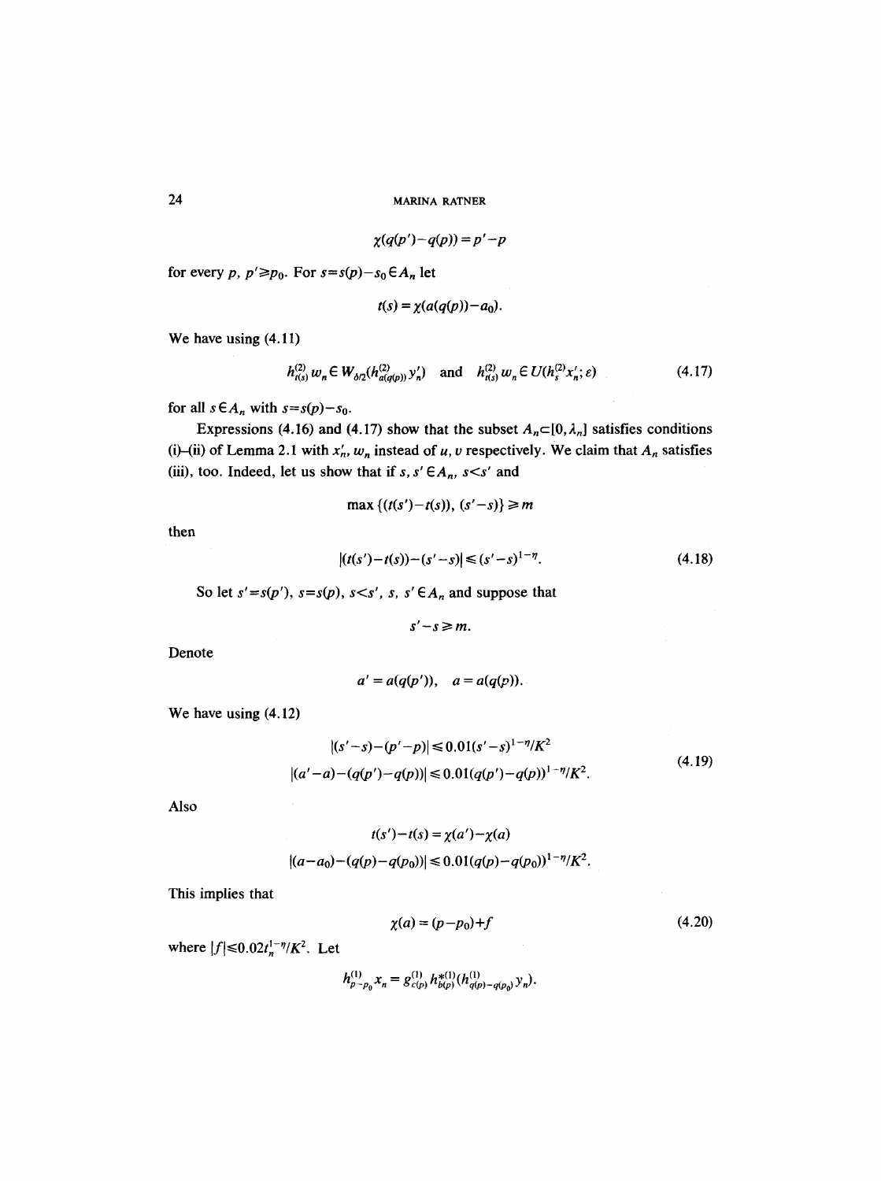$$\chi(q(p')-q(p)) = p'-p$$

for every $p$, $p' \geqslant p_0$. For $s = s(p) - s_0 \in A_n$ let

$$t(s) = \chi(a(q(p)) - a_0).$$

We have using (4.11)

$$h^{(2)}_{t(s)} w_n \in W_{\delta/2}(h^{(2)}_{a(q(p))} y'_n) \quad \text{and} \quad h^{(2)}_{t(s)} w_n \in U(h^{(2)}_s x'_n; \varepsilon) \tag{4.17}$$

for all $s \in A_n$ with $s = s(p) - s_0$.

Expressions (4.16) and (4.17) show that the subset $A_n \subset [0, \lambda_n]$ satisfies conditions (i)–(ii) of Lemma 2.1 with $x'_n$, $w_n$ instead of $u$, $v$ respectively. We claim that $A_n$ satisfies (iii), too. Indeed, let us show that if $s, s' \in A_n$, $s < s'$ and

$$\max\{(t(s') - t(s)), (s' - s)\} \geqslant m$$

then

$$|(t(s') - t(s)) - (s' - s)| \leqslant (s' - s)^{1-\eta}. \tag{4.18}$$

So let $s' = s(p')$, $s = s(p)$, $s < s'$, $s, s' \in A_n$ and suppose that

$$s' - s \geqslant m.$$

Denote

$$a' = a(q(p')), \quad a = a(q(p)).$$

We have using (4.12)

$$\begin{aligned} |(s'-s)-(p'-p)| &\leqslant 0.01(s'-s)^{1-\eta}/K^2 \\ |(a'-a)-(q(p')-q(p))| &\leqslant 0.01(q(p')-q(p))^{1-\eta}/K^2. \end{aligned} \tag{4.19}$$

Also

$$t(s') - t(s) = \chi(a') - \chi(a)$$

$$|(a - a_0) - (q(p) - q(p_0))| \leqslant 0.01(q(p) - q(p_0))^{1-\eta}/K^2.$$

This implies that

$$\chi(a) = (p - p_0) + f \tag{4.20}$$

where $|f| \leqslant 0.02 t_n^{1-\eta}/K^2$. Let

$$h^{(1)}_{p-p_0} x_n = g^{(1)}_{c(p)} h^{*(1)}_{b(p)}(h^{(1)}_{q(p)-q(p_0)} y_n).$$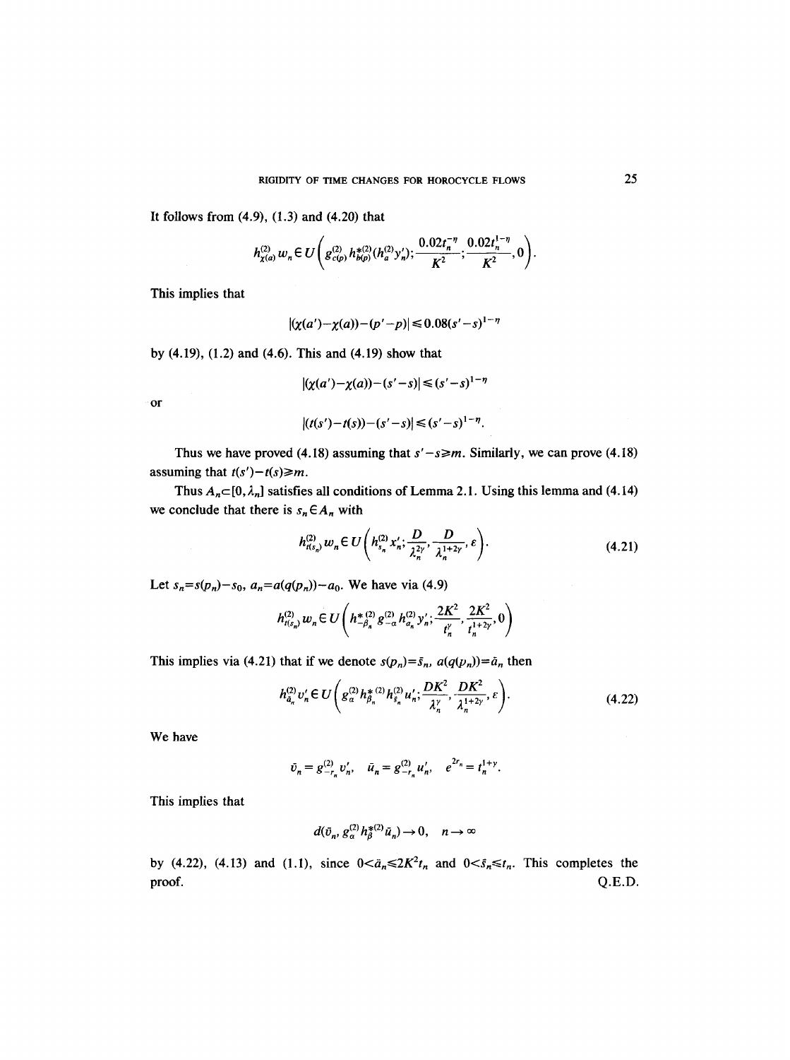It follows from (4.9), (1.3) and (4.20) that

$$h^{(2)}_{\chi(a)} w_n \in U\left( g^{(2)}_{c(p)} h^{*(2)}_{b(p)} (h^{(2)}_a y'_n); \frac{0.02 t_n^{-\eta}}{K^2}; \frac{0.02 t_n^{1-\eta}}{K^2}, 0 \right).$$

This implies that

$$|(\chi(a')-\chi(a))-(p'-p)| \leq 0.08(s'-s)^{1-\eta}$$

by (4.19), (1.2) and (4.6). This and (4.19) show that

$$|(\chi(a')-\chi(a))-(s'-s)| \leq (s'-s)^{1-\eta}$$

or

$$|(t(s')-t(s))-(s'-s)| \leq (s'-s)^{1-\eta}.$$

Thus we have proved (4.18) assuming that $s'-s \geq m$. Similarly, we can prove (4.18) assuming that $t(s')-t(s) \geq m$.

Thus $A_n \subset [0, \lambda_n]$ satisfies all conditions of Lemma 2.1. Using this lemma and (4.14) we conclude that there is $s_n \in A_n$ with

$$h^{(2)}_{t(s_n)} w_n \in U\left( h^{(2)}_{s_n} x'_n; \frac{D}{\lambda_n^{2\gamma}}, \frac{D}{\lambda_n^{1+2\gamma}}, \varepsilon \right). \tag{4.21}$$

Let $s_n = s(p_n) - s_0$, $a_n = a(q(p_n)) - a_0$. We have via (4.9)

$$h^{(2)}_{t(s_n)} w_n \in U\left( h^{*(2)}_{-\beta_n} g^{(2)}_{-\alpha} h^{(2)}_{a_n} y'_n; \frac{2K^2}{t_n^{\gamma}}, \frac{2K^2}{t_n^{1+2\gamma}}, 0 \right)$$

This implies via (4.21) that if we denote $s(p_n) = \bar{s}_n$, $a(q(p_n)) = \bar{a}_n$ then

$$h^{(2)}_{\bar{a}_n} v'_n \in U\left( g^{(2)}_{\alpha} h^{*(2)}_{\beta_n} h^{(2)}_{\bar{s}_n} u'_n; \frac{DK^2}{\lambda_n^{\gamma}}, \frac{DK^2}{\lambda_n^{1+2\gamma}}, \varepsilon \right). \tag{4.22}$$

We have

$$\bar{v}_n = g^{(2)}_{-r_n} v'_n, \quad \bar{u}_n = g^{(2)}_{-r_n} u'_n, \quad e^{2r_n} = t_n^{1+\gamma}.$$

This implies that

$$d(\bar{v}_n, g^{(2)}_{\alpha} h^{*(2)}_{\beta} \bar{u}_n) \to 0, \quad n \to \infty$$

by (4.22), (4.13) and (1.1), since $0 < \bar{a}_n \leq 2K^2 t_n$ and $0 < \bar{s}_n \leq t_n$. This completes the proof. Q.E.D.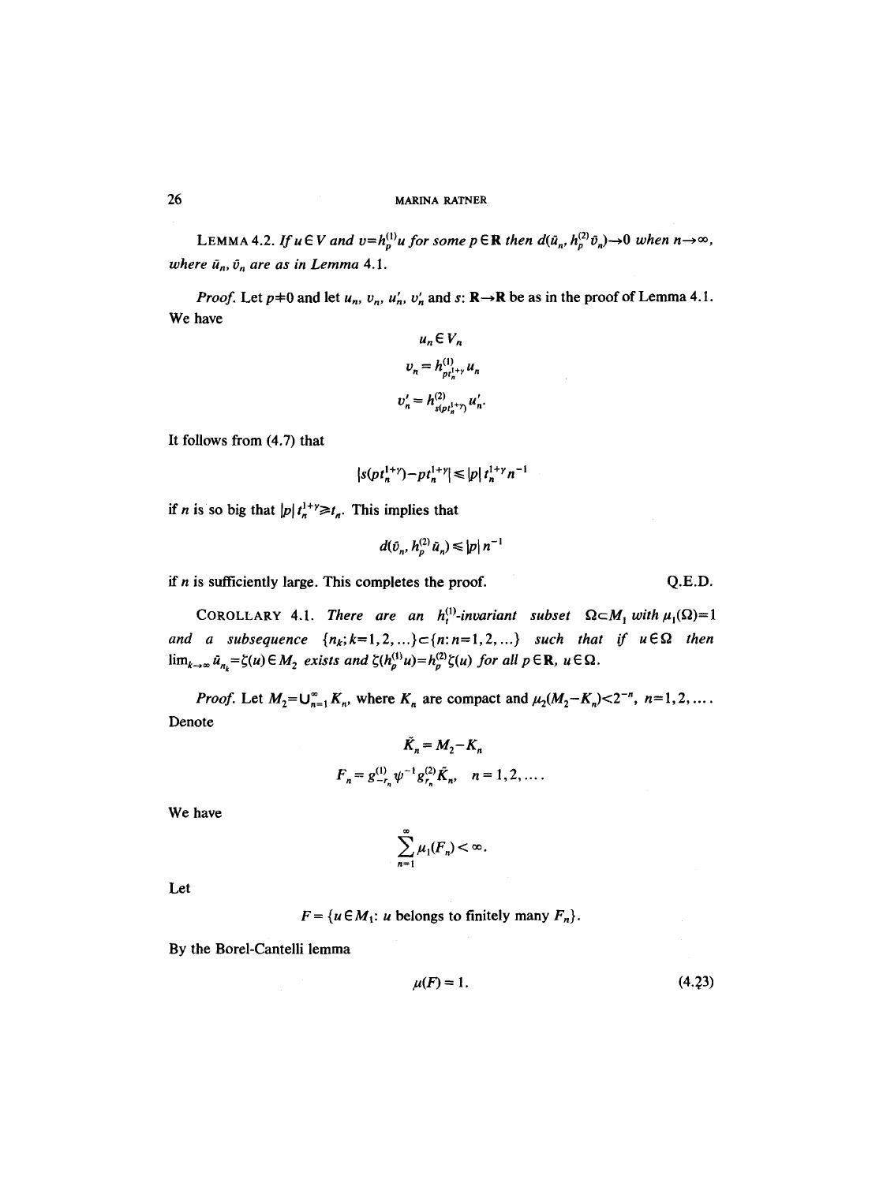**LEMMA 4.2.** *If $u \in V$ and $v = h_p^{(1)} u$ for some $p \in \mathbf{R}$ then $d(\bar{u}_n, h_p^{(2)} \bar{v}_n) \to 0$ when $n \to \infty$, where $\bar{u}_n, \bar{v}_n$ are as in Lemma 4.1.*

*Proof.* Let $p \neq 0$ and let $u_n$, $v_n$, $u'_n$, $v'_n$ and $s: \mathbf{R} \to \mathbf{R}$ be as in the proof of Lemma 4.1. We have

$$u_n \in V_n$$

$$v_n = h_{pt_n^{1+\gamma}}^{(1)} u_n$$

$$v'_n = h_{s(pt_n^{1+\gamma})}^{(2)} u'_n.$$

It follows from (4.7) that

$$|s(pt_n^{1+\gamma}) - pt_n^{1+\gamma}| \leq |p| \, t_n^{1+\gamma} n^{-1}$$

if $n$ is so big that $|p| \, t_n^{1+\gamma} \geq t_n$. This implies that

$$d(\bar{v}_n, h_p^{(2)} \bar{u}_n) \leq |p| \, n^{-1}$$

if $n$ is sufficiently large. This completes the proof. Q.E.D.

**COROLLARY 4.1.** *There are an $h_t^{(1)}$-invariant subset $\Omega \subset M_1$ with $\mu_1(\Omega) = 1$ and a subsequence $\{n_k; k = 1, 2, \ldots\} \subset \{n : n = 1, 2, \ldots\}$ such that if $u \in \Omega$ then $\lim_{k \to \infty} \bar{u}_{n_k} = \zeta(u) \in M_2$ exists and $\zeta(h_p^{(1)} u) = h_p^{(2)} \zeta(u)$ for all $p \in \mathbf{R}$, $u \in \Omega$.*

*Proof.* Let $M_2 = \bigcup_{n=1}^{\infty} K_n$, where $K_n$ are compact and $\mu_2(M_2 - K_n) < 2^{-n}$, $n = 1, 2, \ldots$. Denote

$$\tilde{K}_n = M_2 - K_n$$

$$F_n = g_{-r_n}^{(1)} \psi^{-1} g_{r_n}^{(2)} \tilde{K}_n, \quad n = 1, 2, \ldots.$$

We have

$$\sum_{n=1}^{\infty} \mu_1(F_n) < \infty.$$

Let

$$F = \{u \in M_1 : u \text{ belongs to finitely many } F_n\}.$$

By the Borel-Cantelli lemma

$$\mu(F) = 1. \tag{4.23}$$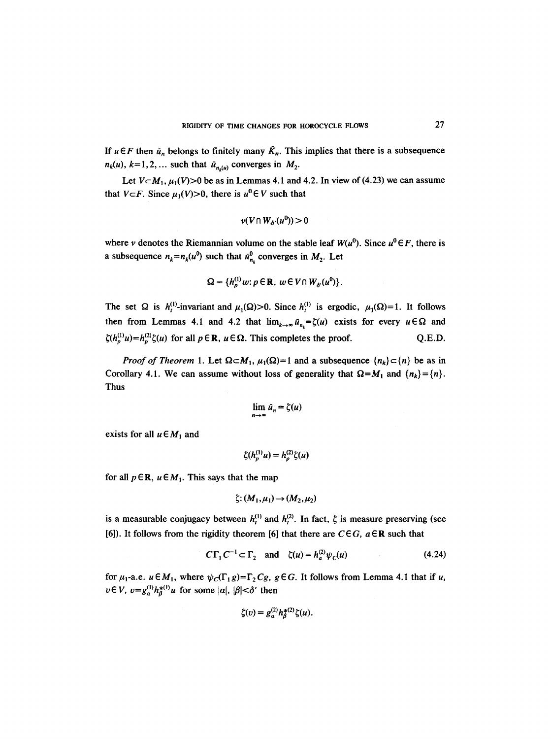If $u \in F$ then $\bar{u}_n$ belongs to finitely many $\tilde{K}_n$. This implies that there is a subsequence $n_k(u)$, $k=1,2,\ldots$ such that $\bar{u}_{n_k(u)}$ converges in $M_2$.

Let $V \subset M_1$, $\mu_1(V)>0$ be as in Lemmas 4.1 and 4.2. In view of (4.23) we can assume that $V \subset F$. Since $\mu_1(V)>0$, there is $u^0 \in V$ such that

$$\nu(V \cap W_{\delta'}(u^0)) > 0$$

where $\nu$ denotes the Riemannian volume on the stable leaf $W(u^0)$. Since $u^0 \in F$, there is a subsequence $n_k = n_k(u^0)$ such that $\bar{u}^0_{n_k}$ converges in $M_2$. Let

$$\Omega = \{h_p^{(1)} w \colon p \in \mathbf{R},\ w \in V \cap W_{\delta'}(u^0)\}.$$

The set $\Omega$ is $h_t^{(1)}$-invariant and $\mu_1(\Omega)>0$. Since $h_t^{(1)}$ is ergodic, $\mu_1(\Omega)=1$. It follows then from Lemmas 4.1 and 4.2 that $\lim_{k\to\infty} \bar{u}_{n_k} = \zeta(u)$ exists for every $u \in \Omega$ and $\zeta(h_p^{(1)}u) = h_p^{(2)}\zeta(u)$ for all $p \in \mathbf{R}$, $u \in \Omega$. This completes the proof. Q.E.D.

*Proof of Theorem* 1. Let $\Omega \subset M_1$, $\mu_1(\Omega)=1$ and a subsequence $\{n_k\} \subset \{n\}$ be as in Corollary 4.1. We can assume without loss of generality that $\Omega = M_1$ and $\{n_k\} = \{n\}$. Thus

$$\lim_{n\to\infty} \bar{u}_n = \zeta(u)$$

exists for all $u \in M_1$ and

$$\zeta(h_p^{(1)}u) = h_p^{(2)}\zeta(u)$$

for all $p \in \mathbf{R}$, $u \in M_1$. This says that the map

$$\zeta \colon (M_1, \mu_1) \to (M_2, \mu_2)$$

is a measurable conjugacy between $h_t^{(1)}$ and $h_t^{(2)}$. In fact, $\zeta$ is measure preserving (see [6]). It follows from the rigidity theorem [6] that there are $C \in G$, $a \in \mathbf{R}$ such that

$$C\Gamma_1 C^{-1} \subset \Gamma_2 \quad \text{and} \quad \zeta(u) = h_a^{(2)} \psi_C(u) \tag{4.24}$$

for $\mu_1$-a.e. $u \in M_1$, where $\psi_C(\Gamma_1 g) = \Gamma_2 C g$, $g \in G$. It follows from Lemma 4.1 that if $u$, $v \in V$, $v = g_\alpha^{(1)} h_\beta^{*(1)} u$ for some $|\alpha|$, $|\beta| < \delta'$ then

$$\zeta(v) = g_\alpha^{(2)} h_\beta^{*(2)} \zeta(u).$$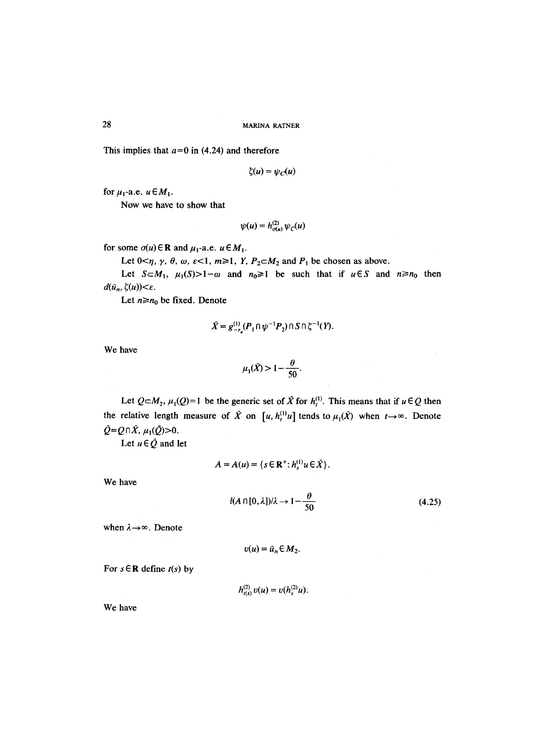This implies that $a=0$ in (4.24) and therefore

$$\zeta(u) = \psi_C(u)$$

for $\mu_1$-a.e. $u \in M_1$.

Now we have to show that

$$\psi(u) = h^{(2)}_{\sigma(u)} \psi_C(u)$$

for some $\sigma(u) \in \mathbf{R}$ and $\mu_1$-a.e. $u \in M_1$.

Let $0<\eta,\ \gamma,\ \theta,\ \omega,\ \varepsilon<1,\ m\geq 1,\ Y,\ P_2 \subset M_2$ and $P_1$ be chosen as above.

Let $S \subset M_1$, $\mu_1(S) > 1-\omega$ and $n_0 \geq 1$ be such that if $u \in S$ and $n \geq n_0$ then $d(\bar{u}_n, \zeta(u)) < \varepsilon$.

Let $n \geq n_0$ be fixed. Denote

$$\bar{X} = g^{(1)}_{-r_n}(P_1 \cap \psi^{-1} P_2) \cap S \cap \zeta^{-1}(Y).$$

We have

$$\mu_1(\bar{X}) > 1 - \frac{\theta}{50}.$$

Let $Q \subset M_2$, $\mu_1(Q) = 1$ be the generic set of $\bar{X}$ for $h^{(1)}_t$. This means that if $u \in Q$ then the relative length measure of $\bar{X}$ on $[u, h^{(1)}_t u]$ tends to $\mu_1(\bar{X})$ when $t \to \infty$. Denote $\bar{Q} = Q \cap \bar{X}$, $\mu_1(\bar{Q}) > 0$.

Let $u \in \bar{Q}$ and let

$$A = A(u) = \{s \in \mathbf{R}^+ : h^{(1)}_s u \in \bar{X}\}.$$

We have

$$l(A \cap [0, \lambda])/\lambda \to 1 - \frac{\theta}{50} \tag{4.25}$$

when $\lambda \to \infty$. Denote

$$v(u) = \bar{u}_n \in M_2.$$

For $s \in \mathbf{R}$ define $t(s)$ by

$$h^{(2)}_{t(s)} v(u) = v(h^{(2)}_s u).$$

We have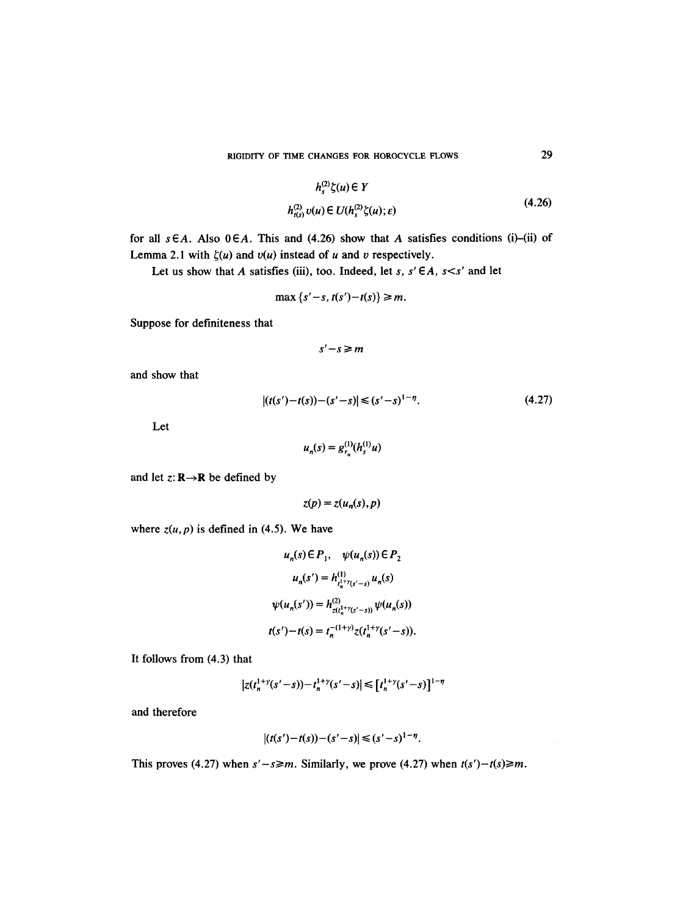$$
\begin{aligned}
&h_s^{(2)}\zeta(u) \in Y \\
&h_{t(s)}^{(2)} v(u) \in U(h_s^{(2)}\zeta(u); \varepsilon)
\end{aligned}
\tag{4.26}
$$

for all $s \in A$. Also $0 \in A$. This and (4.26) show that $A$ satisfies conditions (i)–(ii) of Lemma 2.1 with $\zeta(u)$ and $v(u)$ instead of $u$ and $v$ respectively.

Let us show that $A$ satisfies (iii), too. Indeed, let $s$, $s' \in A$, $s < s'$ and let

$$
\max\{s'-s, t(s')-t(s)\} \geqslant m.
$$

Suppose for definiteness that

$$
s'-s \geqslant m
$$

and show that

$$
|(t(s')-t(s))-(s'-s)| \leqslant (s'-s)^{1-\eta}. \tag{4.27}
$$

Let

$$
u_n(s) = g_{r_n}^{(1)}(h_s^{(1)}u)
$$

and let $z: \mathbf{R} \to \mathbf{R}$ be defined by

$$
z(p) = z(u_n(s), p)
$$

where $z(u, p)$ is defined in (4.5). We have

$$
\begin{gathered}
u_n(s) \in P_1, \quad \psi(u_n(s)) \in P_2 \\
u_n(s') = h_{t_n^{1+\gamma}(s'-s)}^{(1)} u_n(s) \\
\psi(u_n(s')) = h_{z(t_n^{1+\gamma}(s'-s))}^{(2)} \psi(u_n(s)) \\
t(s')-t(s) = t_n^{-(1+\gamma)} z(t_n^{1+\gamma}(s'-s)).
\end{gathered}
$$

It follows from (4.3) that

$$
|z(t_n^{1+\gamma}(s'-s)) - t_n^{1+\gamma}(s'-s)| \leqslant [t_n^{1+\gamma}(s'-s)]^{1-\eta}
$$

and therefore

$$
|(t(s')-t(s))-(s'-s)| \leqslant (s'-s)^{1-\eta}.
$$

This proves (4.27) when $s'-s \geqslant m$. Similarly, we prove (4.27) when $t(s')-t(s) \geqslant m$.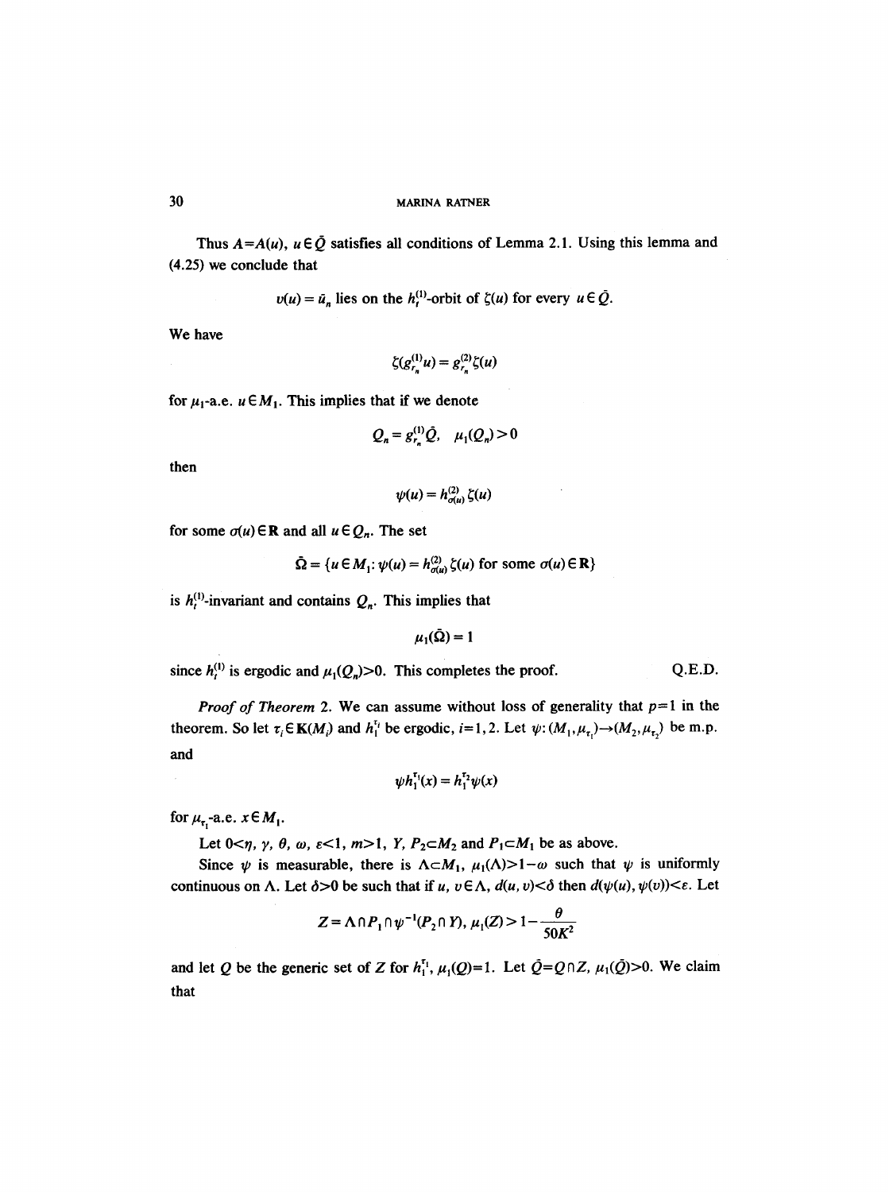Thus $A = A(u)$, $u \in \bar{Q}$ satisfies all conditions of Lemma 2.1. Using this lemma and (4.25) we conclude that

$$v(u) = \bar{u}_n \text{ lies on the } h_t^{(1)}\text{-orbit of } \zeta(u) \text{ for every } u \in \bar{Q}.$$

We have

$$\zeta(g_{r_n}^{(1)} u) = g_{r_n}^{(2)} \zeta(u)$$

for $\mu_1$-a.e. $u \in M_1$. This implies that if we denote

$$Q_n = g_{r_n}^{(1)} \bar{Q}, \quad \mu_1(Q_n) > 0$$

then

$$\psi(u) = h_{\sigma(u)}^{(2)} \zeta(u)$$

for some $\sigma(u) \in \mathbf{R}$ and all $u \in Q_n$. The set

$$\bar{\Omega} = \{u \in M_1 : \psi(u) = h_{\sigma(u)}^{(2)} \zeta(u) \text{ for some } \sigma(u) \in \mathbf{R}\}$$

is $h_t^{(1)}$-invariant and contains $Q_n$. This implies that

$$\mu_1(\bar{\Omega}) = 1$$

since $h_t^{(1)}$ is ergodic and $\mu_1(Q_n) > 0$. This completes the proof. Q.E.D.

*Proof of Theorem* 2. We can assume without loss of generality that $p=1$ in the theorem. So let $\tau_i \in \mathbf{K}(M_i)$ and $h_1^{\tau_i}$ be ergodic, $i = 1, 2$. Let $\psi : (M_1, \mu_{\tau_1}) \to (M_2, \mu_{\tau_2})$ be m.p. and

$$\psi h_1^{\tau_1}(x) = h_1^{\tau_2} \psi(x)$$

for $\mu_{\tau_1}$-a.e. $x \in M_1$.

Let $0 < \eta$, $\gamma$, $\theta$, $\omega$, $\varepsilon < 1$, $m > 1$, $Y$, $P_2 \subset M_2$ and $P_1 \subset M_1$ be as above.

Since $\psi$ is measurable, there is $\Lambda \subset M_1$, $\mu_1(\Lambda) > 1 - \omega$ such that $\psi$ is uniformly continuous on $\Lambda$. Let $\delta > 0$ be such that if $u, v \in \Lambda$, $d(u, v) < \delta$ then $d(\psi(u), \psi(v)) < \varepsilon$. Let

$$Z = \Lambda \cap P_1 \cap \psi^{-1}(P_2 \cap Y), \ \mu_1(Z) > 1 - \frac{\theta}{50K^2}$$

and let $Q$ be the generic set of $Z$ for $h_1^{\tau_1}$, $\mu_1(Q) = 1$. Let $\bar{Q} = Q \cap Z$, $\mu_1(\bar{Q}) > 0$. We claim that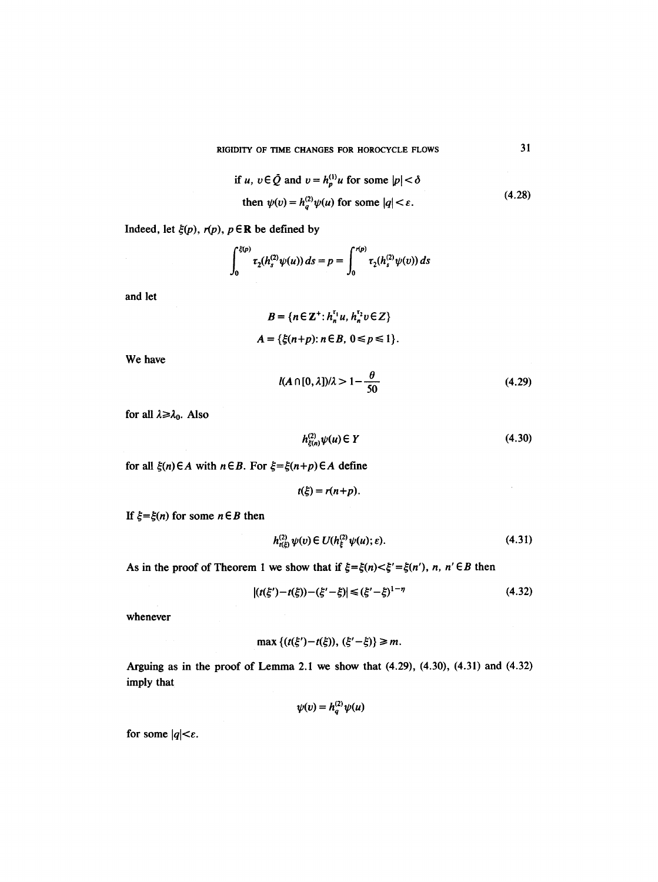$$\text{if } u,\, v \in \tilde{Q} \text{ and } v = h_p^{(1)} u \text{ for some } |p| < \delta$$
$$\text{then } \psi(v) = h_q^{(2)} \psi(u) \text{ for some } |q| < \varepsilon. \tag{4.28}$$

Indeed, let $\xi(p)$, $r(p)$, $p \in \mathbf{R}$ be defined by

$$\int_0^{\xi(p)} \tau_2(h_s^{(2)} \psi(u))\, ds = p = \int_0^{r(p)} \tau_2(h_s^{(2)} \psi(v))\, ds$$

and let

$$B = \{n \in \mathbf{Z}^+ : h_n^{\tau_1} u,\, h_n^{\tau_2} v \in Z\}$$
$$A = \{\xi(n+p) : n \in B,\ 0 \leqslant p \leqslant 1\}.$$

We have

$$l(A \cap [0, \lambda])/\lambda > 1 - \frac{\theta}{50} \tag{4.29}$$

for all $\lambda \geqslant \lambda_0$. Also

$$h_{\xi(n)}^{(2)} \psi(u) \in Y \tag{4.30}$$

for all $\xi(n) \in A$ with $n \in B$. For $\xi = \xi(n+p) \in A$ define

$$t(\xi) = r(n+p).$$

If $\xi = \xi(n)$ for some $n \in B$ then

$$h_{t(\xi)}^{(2)} \psi(v) \in U(h_\xi^{(2)} \psi(u); \varepsilon). \tag{4.31}$$

As in the proof of Theorem 1 we show that if $\xi = \xi(n) < \xi' = \xi(n')$, $n$, $n' \in B$ then

$$|(t(\xi') - t(\xi)) - (\xi' - \xi)| \leqslant (\xi' - \xi)^{1-\eta} \tag{4.32}$$

whenever

$$\max\{(t(\xi') - t(\xi)),\, (\xi' - \xi)\} \geqslant m.$$

Arguing as in the proof of Lemma 2.1 we show that (4.29), (4.30), (4.31) and (4.32) imply that

$$\psi(v) = h_q^{(2)} \psi(u)$$

for some $|q| < \varepsilon$.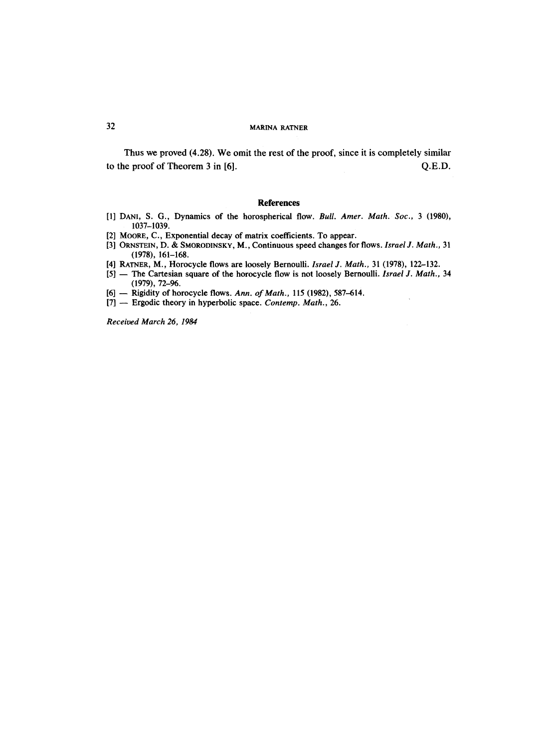Thus we proved (4.28). We omit the rest of the proof, since it is completely similar to the proof of Theorem 3 in [6]. Q.E.D.

## References

[1] Dani, S. G., Dynamics of the horospherical flow. *Bull. Amer. Math. Soc.*, 3 (1980), 1037–1039.

[2] Moore, C., Exponential decay of matrix coefficients. To appear.

[3] Ornstein, D. & Smorodinsky, M., Continuous speed changes for flows. *Israel J. Math.*, 31 (1978), 161–168.

[4] Ratner, M., Horocycle flows are loosely Bernoulli. *Israel J. Math.*, 31 (1978), 122–132.

[5] — The Cartesian square of the horocycle flow is not loosely Bernoulli. *Israel J. Math.*, 34 (1979), 72–96.

[6] — Rigidity of horocycle flows. *Ann. of Math.*, 115 (1982), 587–614.

[7] — Ergodic theory in hyperbolic space. *Contemp. Math.*, 26.

*Received March 26, 1984*